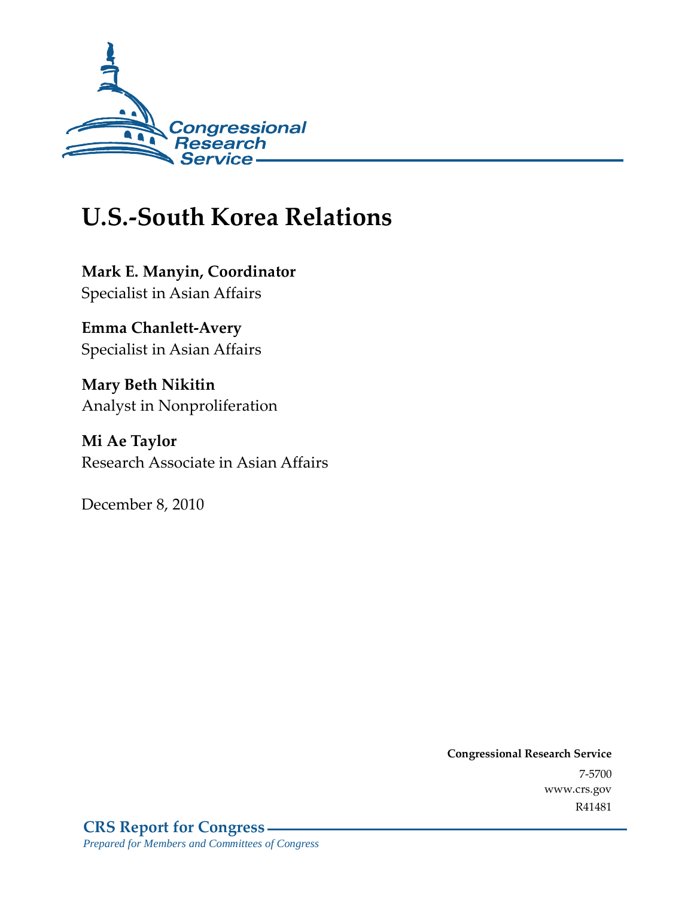Congressional Research Service

# U.S.-South Korea Relations

**Mark E. Manyin, Coordinator**
Specialist in Asian Affairs

**Emma Chanlett-Avery**
Specialist in Asian Affairs

**Mary Beth Nikitin**
Analyst in Nonproliferation

**Mi Ae Taylor**
Research Associate in Asian Affairs

December 8, 2010

**Congressional Research Service**
7-5700
www.crs.gov
R41481

**CRS Report for Congress**
*Prepared for Members and Committees of Congress*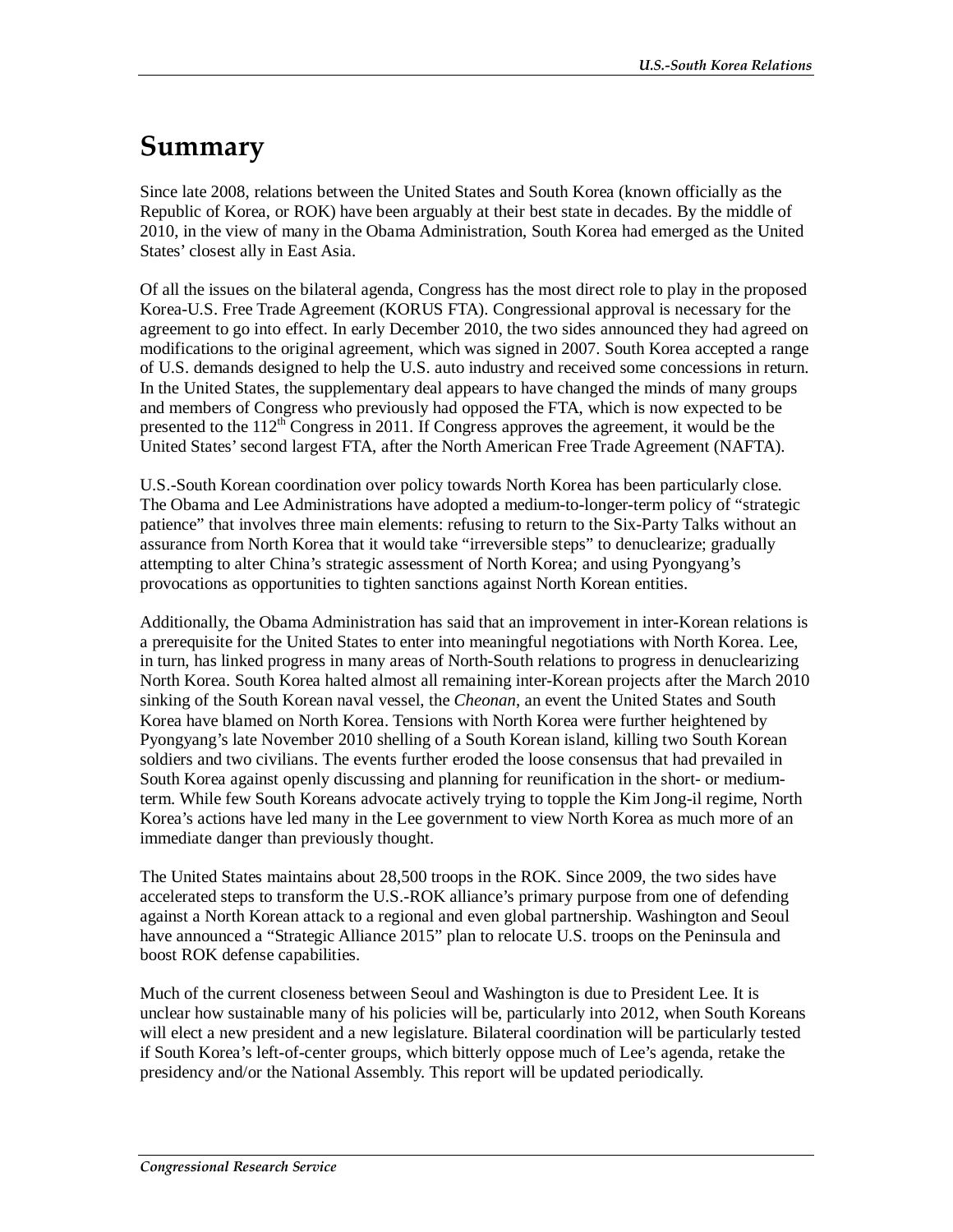# Summary

Since late 2008, relations between the United States and South Korea (known officially as the Republic of Korea, or ROK) have been arguably at their best state in decades. By the middle of 2010, in the view of many in the Obama Administration, South Korea had emerged as the United States' closest ally in East Asia.

Of all the issues on the bilateral agenda, Congress has the most direct role to play in the proposed Korea-U.S. Free Trade Agreement (KORUS FTA). Congressional approval is necessary for the agreement to go into effect. In early December 2010, the two sides announced they had agreed on modifications to the original agreement, which was signed in 2007. South Korea accepted a range of U.S. demands designed to help the U.S. auto industry and received some concessions in return. In the United States, the supplementary deal appears to have changed the minds of many groups and members of Congress who previously had opposed the FTA, which is now expected to be presented to the 112th Congress in 2011. If Congress approves the agreement, it would be the United States' second largest FTA, after the North American Free Trade Agreement (NAFTA).

U.S.-South Korean coordination over policy towards North Korea has been particularly close. The Obama and Lee Administrations have adopted a medium-to-longer-term policy of "strategic patience" that involves three main elements: refusing to return to the Six-Party Talks without an assurance from North Korea that it would take "irreversible steps" to denuclearize; gradually attempting to alter China's strategic assessment of North Korea; and using Pyongyang's provocations as opportunities to tighten sanctions against North Korean entities.

Additionally, the Obama Administration has said that an improvement in inter-Korean relations is a prerequisite for the United States to enter into meaningful negotiations with North Korea. Lee, in turn, has linked progress in many areas of North-South relations to progress in denuclearizing North Korea. South Korea halted almost all remaining inter-Korean projects after the March 2010 sinking of the South Korean naval vessel, the *Cheonan*, an event the United States and South Korea have blamed on North Korea. Tensions with North Korea were further heightened by Pyongyang's late November 2010 shelling of a South Korean island, killing two South Korean soldiers and two civilians. The events further eroded the loose consensus that had prevailed in South Korea against openly discussing and planning for reunification in the short- or medium-term. While few South Koreans advocate actively trying to topple the Kim Jong-il regime, North Korea's actions have led many in the Lee government to view North Korea as much more of an immediate danger than previously thought.

The United States maintains about 28,500 troops in the ROK. Since 2009, the two sides have accelerated steps to transform the U.S.-ROK alliance's primary purpose from one of defending against a North Korean attack to a regional and even global partnership. Washington and Seoul have announced a "Strategic Alliance 2015" plan to relocate U.S. troops on the Peninsula and boost ROK defense capabilities.

Much of the current closeness between Seoul and Washington is due to President Lee. It is unclear how sustainable many of his policies will be, particularly into 2012, when South Koreans will elect a new president and a new legislature. Bilateral coordination will be particularly tested if South Korea's left-of-center groups, which bitterly oppose much of Lee's agenda, retake the presidency and/or the National Assembly. This report will be updated periodically.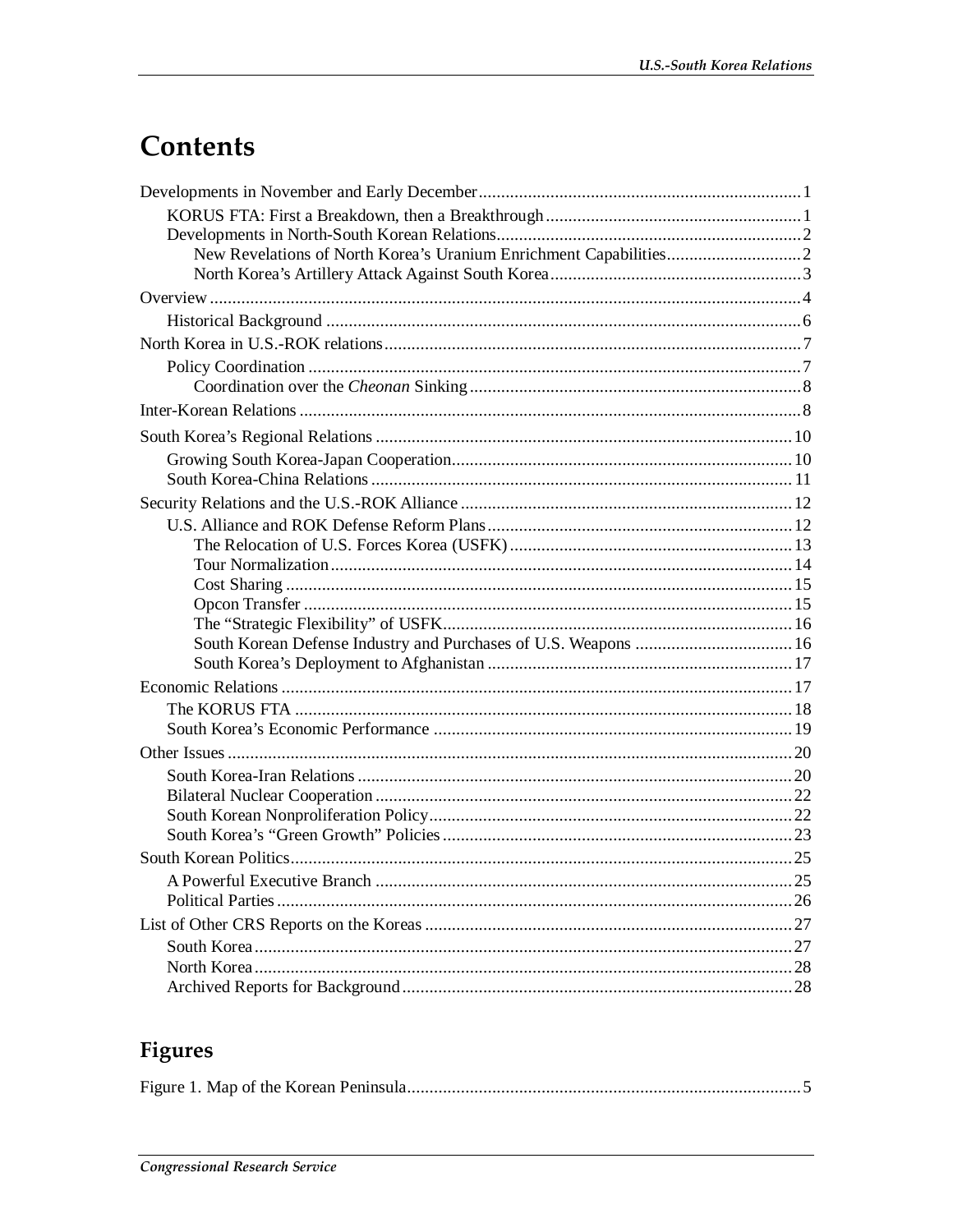# Contents

Developments in November and Early December ........................................................................ 1
  KORUS FTA: First a Breakdown, then a Breakthrough ......................................................... 1
  Developments in North-South Korean Relations.................................................................... 2
    New Revelations of North Korea's Uranium Enrichment Capabilities.............................. 2
    North Korea's Artillery Attack Against South Korea........................................................ 3
Overview ...................................................................................................................................... 4
  Historical Background .......................................................................................................... 6
North Korea in U.S.-ROK relations............................................................................................. 7
  Policy Coordination .............................................................................................................. 7
    Coordination over the *Cheonan* Sinking .......................................................................... 8
Inter-Korean Relations ................................................................................................................ 8
South Korea's Regional Relations ............................................................................................. 10
  Growing South Korea-Japan Cooperation............................................................................ 10
  South Korea-China Relations .............................................................................................. 11
Security Relations and the U.S.-ROK Alliance .......................................................................... 12
  U.S. Alliance and ROK Defense Reform Plans.................................................................... 12
    The Relocation of U.S. Forces Korea (USFK) ............................................................... 13
    Tour Normalization....................................................................................................... 14
    Cost Sharing ................................................................................................................ 15
    Opcon Transfer ............................................................................................................ 15
    The "Strategic Flexibility" of USFK............................................................................. 16
    South Korean Defense Industry and Purchases of U.S. Weapons ................................... 16
    South Korea's Deployment to Afghanistan .................................................................... 17
Economic Relations .................................................................................................................. 17
  The KORUS FTA ............................................................................................................... 18
  South Korea's Economic Performance ................................................................................ 19
Other Issues .............................................................................................................................. 20
  South Korea-Iran Relations ................................................................................................. 20
  Bilateral Nuclear Cooperation ............................................................................................. 22
  South Korean Nonproliferation Policy................................................................................. 22
  South Korea's "Green Growth" Policies .............................................................................. 23
South Korean Politics................................................................................................................ 25
  A Powerful Executive Branch ............................................................................................. 25
  Political Parties ................................................................................................................... 26
List of Other CRS Reports on the Koreas .................................................................................. 27
  South Korea........................................................................................................................ 27
  North Korea ....................................................................................................................... 28
  Archived Reports for Background ....................................................................................... 28

# Figures

Figure 1. Map of the Korean Peninsula........................................................................................ 5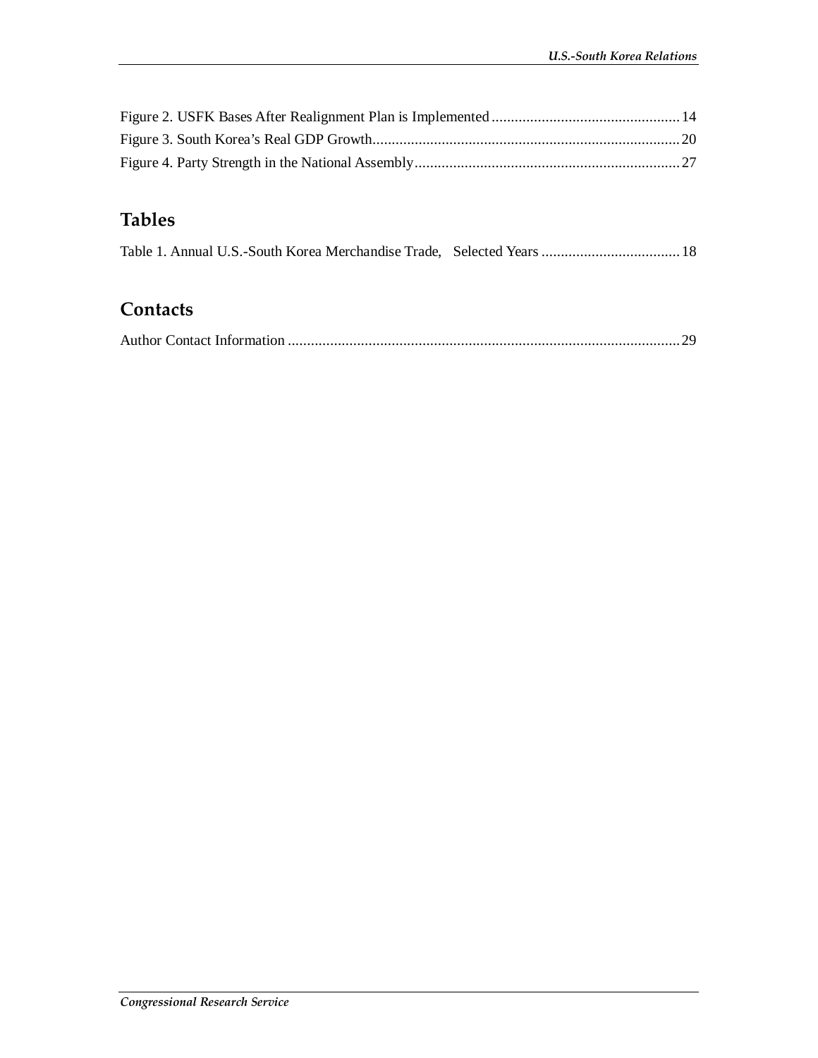Figure 2. USFK Bases After Realignment Plan is Implemented ................................................. 14
Figure 3. South Korea's Real GDP Growth................................................................................ 20
Figure 4. Party Strength in the National Assembly..................................................................... 27

## Tables

Table 1. Annual U.S.-South Korea Merchandise Trade, Selected Years .................................... 18

## Contacts

Author Contact Information ...................................................................................................... 29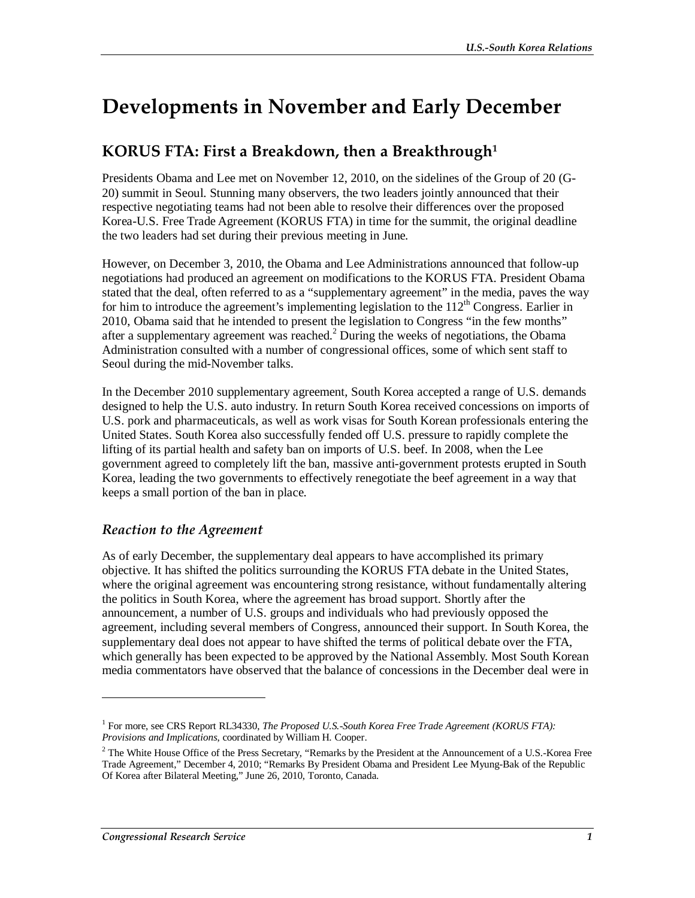# Developments in November and Early December

## KORUS FTA: First a Breakdown, then a Breakthrough[1]

Presidents Obama and Lee met on November 12, 2010, on the sidelines of the Group of 20 (G-20) summit in Seoul. Stunning many observers, the two leaders jointly announced that their respective negotiating teams had not been able to resolve their differences over the proposed Korea-U.S. Free Trade Agreement (KORUS FTA) in time for the summit, the original deadline the two leaders had set during their previous meeting in June.

However, on December 3, 2010, the Obama and Lee Administrations announced that follow-up negotiations had produced an agreement on modifications to the KORUS FTA. President Obama stated that the deal, often referred to as a "supplementary agreement" in the media, paves the way for him to introduce the agreement's implementing legislation to the 112th Congress. Earlier in 2010, Obama said that he intended to present the legislation to Congress "in the few months" after a supplementary agreement was reached.[2] During the weeks of negotiations, the Obama Administration consulted with a number of congressional offices, some of which sent staff to Seoul during the mid-November talks.

In the December 2010 supplementary agreement, South Korea accepted a range of U.S. demands designed to help the U.S. auto industry. In return South Korea received concessions on imports of U.S. pork and pharmaceuticals, as well as work visas for South Korean professionals entering the United States. South Korea also successfully fended off U.S. pressure to rapidly complete the lifting of its partial health and safety ban on imports of U.S. beef. In 2008, when the Lee government agreed to completely lift the ban, massive anti-government protests erupted in South Korea, leading the two governments to effectively renegotiate the beef agreement in a way that keeps a small portion of the ban in place.

### *Reaction to the Agreement*

As of early December, the supplementary deal appears to have accomplished its primary objective. It has shifted the politics surrounding the KORUS FTA debate in the United States, where the original agreement was encountering strong resistance, without fundamentally altering the politics in South Korea, where the agreement has broad support. Shortly after the announcement, a number of U.S. groups and individuals who had previously opposed the agreement, including several members of Congress, announced their support. In South Korea, the supplementary deal does not appear to have shifted the terms of political debate over the FTA, which generally has been expected to be approved by the National Assembly. Most South Korean media commentators have observed that the balance of concessions in the December deal were in

---

[1] For more, see CRS Report RL34330, *The Proposed U.S.-South Korea Free Trade Agreement (KORUS FTA): Provisions and Implications,* coordinated by William H. Cooper.

[2] The White House Office of the Press Secretary, "Remarks by the President at the Announcement of a U.S.-Korea Free Trade Agreement," December 4, 2010; "Remarks By President Obama and President Lee Myung-Bak of the Republic Of Korea after Bilateral Meeting," June 26, 2010, Toronto, Canada.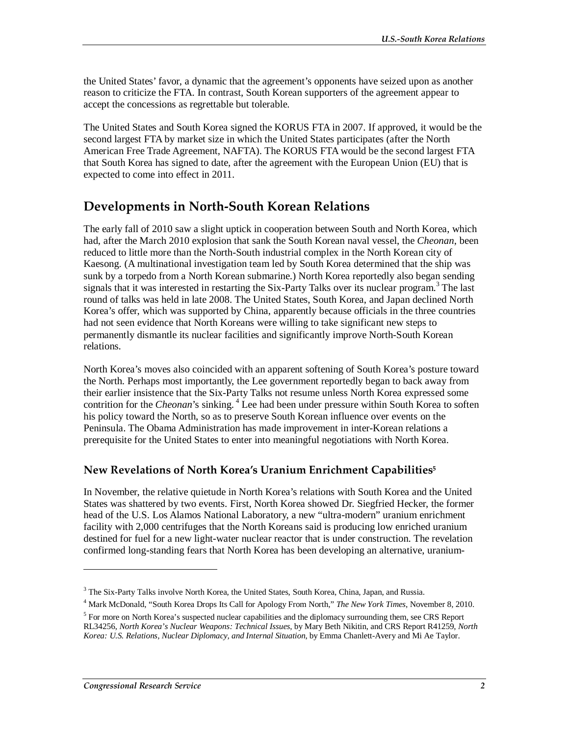the United States' favor, a dynamic that the agreement's opponents have seized upon as another reason to criticize the FTA. In contrast, South Korean supporters of the agreement appear to accept the concessions as regrettable but tolerable.

The United States and South Korea signed the KORUS FTA in 2007. If approved, it would be the second largest FTA by market size in which the United States participates (after the North American Free Trade Agreement, NAFTA). The KORUS FTA would be the second largest FTA that South Korea has signed to date, after the agreement with the European Union (EU) that is expected to come into effect in 2011.

## Developments in North-South Korean Relations

The early fall of 2010 saw a slight uptick in cooperation between South and North Korea, which had, after the March 2010 explosion that sank the South Korean naval vessel, the *Cheonan*, been reduced to little more than the North-South industrial complex in the North Korean city of Kaesong. (A multinational investigation team led by South Korea determined that the ship was sunk by a torpedo from a North Korean submarine.) North Korea reportedly also began sending signals that it was interested in restarting the Six-Party Talks over its nuclear program.[3] The last round of talks was held in late 2008. The United States, South Korea, and Japan declined North Korea's offer, which was supported by China, apparently because officials in the three countries had not seen evidence that North Koreans were willing to take significant new steps to permanently dismantle its nuclear facilities and significantly improve North-South Korean relations.

North Korea's moves also coincided with an apparent softening of South Korea's posture toward the North. Perhaps most importantly, the Lee government reportedly began to back away from their earlier insistence that the Six-Party Talks not resume unless North Korea expressed some contrition for the *Cheonan*'s sinking.[4] Lee had been under pressure within South Korea to soften his policy toward the North, so as to preserve South Korean influence over events on the Peninsula. The Obama Administration has made improvement in inter-Korean relations a prerequisite for the United States to enter into meaningful negotiations with North Korea.

### New Revelations of North Korea's Uranium Enrichment Capabilities[5]

In November, the relative quietude in North Korea's relations with South Korea and the United States was shattered by two events. First, North Korea showed Dr. Siegfried Hecker, the former head of the U.S. Los Alamos National Laboratory, a new "ultra-modern" uranium enrichment facility with 2,000 centrifuges that the North Koreans said is producing low enriched uranium destined for fuel for a new light-water nuclear reactor that is under construction. The revelation confirmed long-standing fears that North Korea has been developing an alternative, uranium-

---

[3] The Six-Party Talks involve North Korea, the United States, South Korea, China, Japan, and Russia.

[4] Mark McDonald, "South Korea Drops Its Call for Apology From North," *The New York Times*, November 8, 2010.

[5] For more on North Korea's suspected nuclear capabilities and the diplomacy surrounding them, see CRS Report RL34256, *North Korea's Nuclear Weapons: Technical Issues*, by Mary Beth Nikitin, and CRS Report R41259, *North Korea: U.S. Relations, Nuclear Diplomacy, and Internal Situation*, by Emma Chanlett-Avery and Mi Ae Taylor.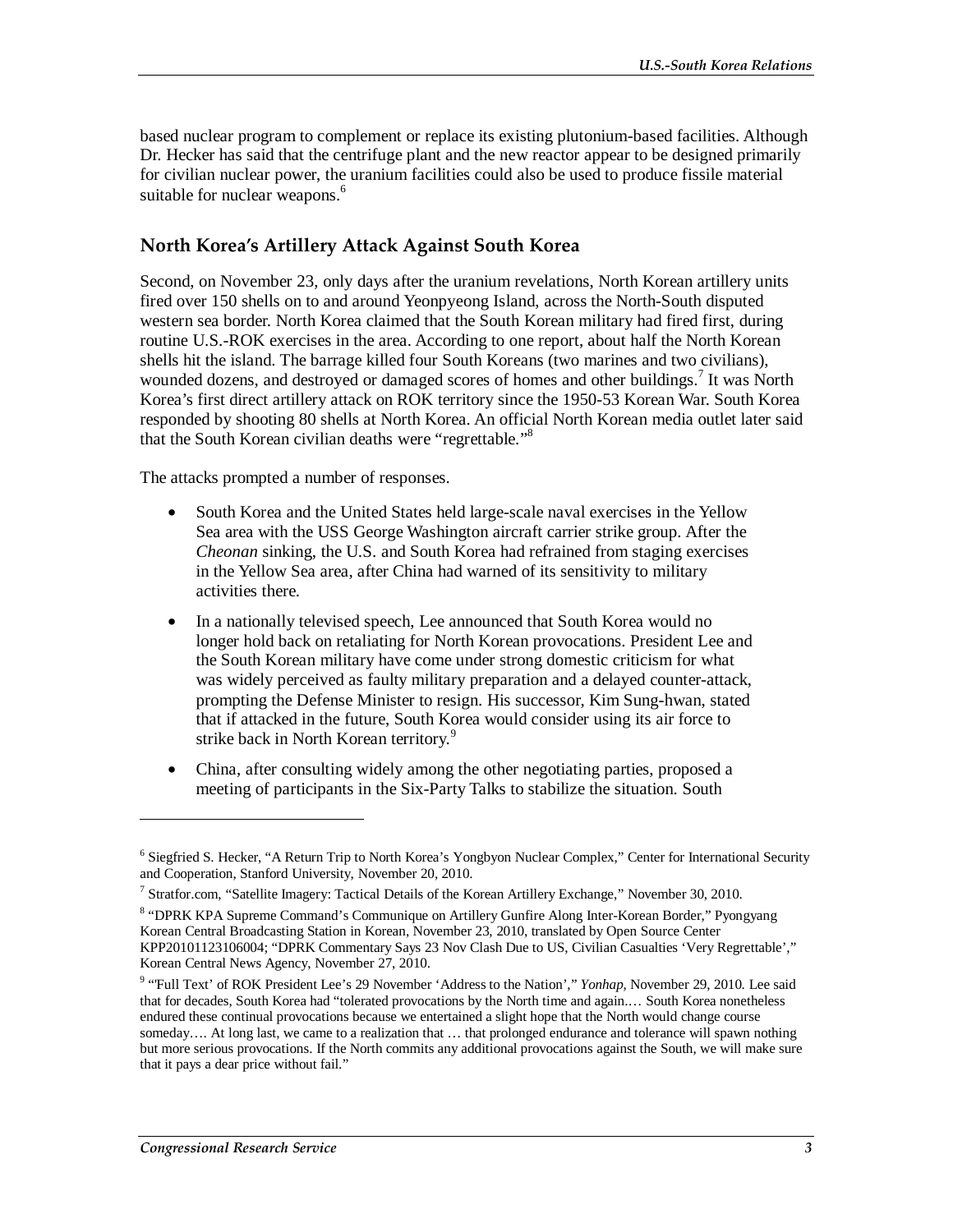based nuclear program to complement or replace its existing plutonium-based facilities. Although Dr. Hecker has said that the centrifuge plant and the new reactor appear to be designed primarily for civilian nuclear power, the uranium facilities could also be used to produce fissile material suitable for nuclear weapons.[6]

## North Korea's Artillery Attack Against South Korea

Second, on November 23, only days after the uranium revelations, North Korean artillery units fired over 150 shells on to and around Yeonpyeong Island, across the North-South disputed western sea border. North Korea claimed that the South Korean military had fired first, during routine U.S.-ROK exercises in the area. According to one report, about half the North Korean shells hit the island. The barrage killed four South Koreans (two marines and two civilians), wounded dozens, and destroyed or damaged scores of homes and other buildings.[7] It was North Korea's first direct artillery attack on ROK territory since the 1950-53 Korean War. South Korea responded by shooting 80 shells at North Korea. An official North Korean media outlet later said that the South Korean civilian deaths were "regrettable."[8]

The attacks prompted a number of responses.

- South Korea and the United States held large-scale naval exercises in the Yellow Sea area with the USS George Washington aircraft carrier strike group. After the *Cheonan* sinking, the U.S. and South Korea had refrained from staging exercises in the Yellow Sea area, after China had warned of its sensitivity to military activities there.
- In a nationally televised speech, Lee announced that South Korea would no longer hold back on retaliating for North Korean provocations. President Lee and the South Korean military have come under strong domestic criticism for what was widely perceived as faulty military preparation and a delayed counter-attack, prompting the Defense Minister to resign. His successor, Kim Sung-hwan, stated that if attacked in the future, South Korea would consider using its air force to strike back in North Korean territory.[9]
- China, after consulting widely among the other negotiating parties, proposed a meeting of participants in the Six-Party Talks to stabilize the situation. South

---

[6] Siegfried S. Hecker, "A Return Trip to North Korea's Yongbyon Nuclear Complex," Center for International Security and Cooperation, Stanford University, November 20, 2010.

[7] Stratfor.com, "Satellite Imagery: Tactical Details of the Korean Artillery Exchange," November 30, 2010.

[8] "DPRK KPA Supreme Command's Communique on Artillery Gunfire Along Inter-Korean Border," Pyongyang Korean Central Broadcasting Station in Korean, November 23, 2010, translated by Open Source Center KPP20101123106004; "DPRK Commentary Says 23 Nov Clash Due to US, Civilian Casualties 'Very Regrettable'," Korean Central News Agency, November 27, 2010.

[9] "'Full Text' of ROK President Lee's 29 November 'Address to the Nation'," *Yonhap*, November 29, 2010. Lee said that for decades, South Korea had "tolerated provocations by the North time and again.… South Korea nonetheless endured these continual provocations because we entertained a slight hope that the North would change course someday…. At long last, we came to a realization that … that prolonged endurance and tolerance will spawn nothing but more serious provocations. If the North commits any additional provocations against the South, we will make sure that it pays a dear price without fail."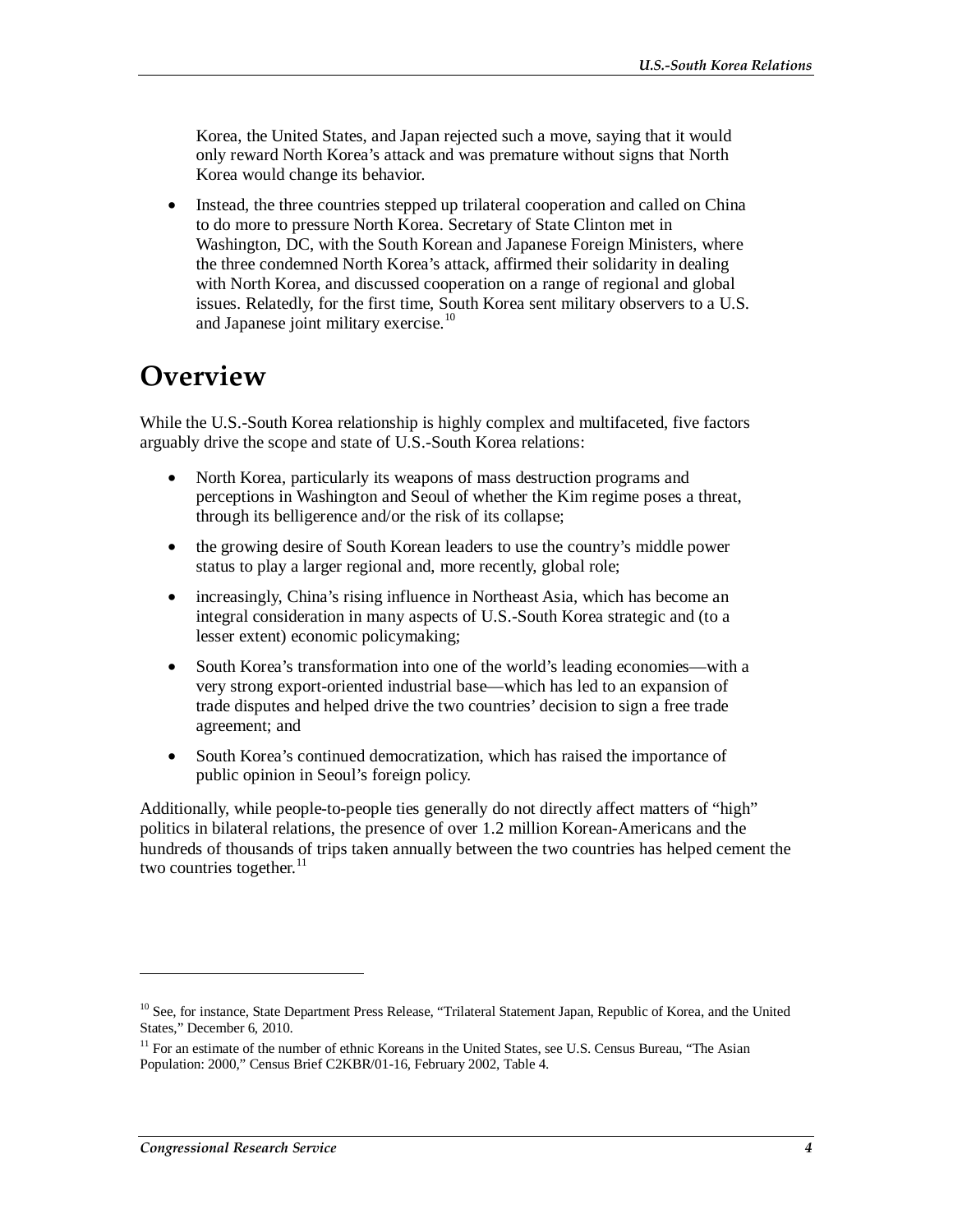Korea, the United States, and Japan rejected such a move, saying that it would only reward North Korea's attack and was premature without signs that North Korea would change its behavior.

- Instead, the three countries stepped up trilateral cooperation and called on China to do more to pressure North Korea. Secretary of State Clinton met in Washington, DC, with the South Korean and Japanese Foreign Ministers, where the three condemned North Korea's attack, affirmed their solidarity in dealing with North Korea, and discussed cooperation on a range of regional and global issues. Relatedly, for the first time, South Korea sent military observers to a U.S. and Japanese joint military exercise.[10]

# Overview

While the U.S.-South Korea relationship is highly complex and multifaceted, five factors arguably drive the scope and state of U.S.-South Korea relations:

- North Korea, particularly its weapons of mass destruction programs and perceptions in Washington and Seoul of whether the Kim regime poses a threat, through its belligerence and/or the risk of its collapse;
- the growing desire of South Korean leaders to use the country's middle power status to play a larger regional and, more recently, global role;
- increasingly, China's rising influence in Northeast Asia, which has become an integral consideration in many aspects of U.S.-South Korea strategic and (to a lesser extent) economic policymaking;
- South Korea's transformation into one of the world's leading economies—with a very strong export-oriented industrial base—which has led to an expansion of trade disputes and helped drive the two countries' decision to sign a free trade agreement; and
- South Korea's continued democratization, which has raised the importance of public opinion in Seoul's foreign policy.

Additionally, while people-to-people ties generally do not directly affect matters of "high" politics in bilateral relations, the presence of over 1.2 million Korean-Americans and the hundreds of thousands of trips taken annually between the two countries has helped cement the two countries together.[11]

---

[10] See, for instance, State Department Press Release, "Trilateral Statement Japan, Republic of Korea, and the United States," December 6, 2010.

[11] For an estimate of the number of ethnic Koreans in the United States, see U.S. Census Bureau, "The Asian Population: 2000," Census Brief C2KBR/01-16, February 2002, Table 4.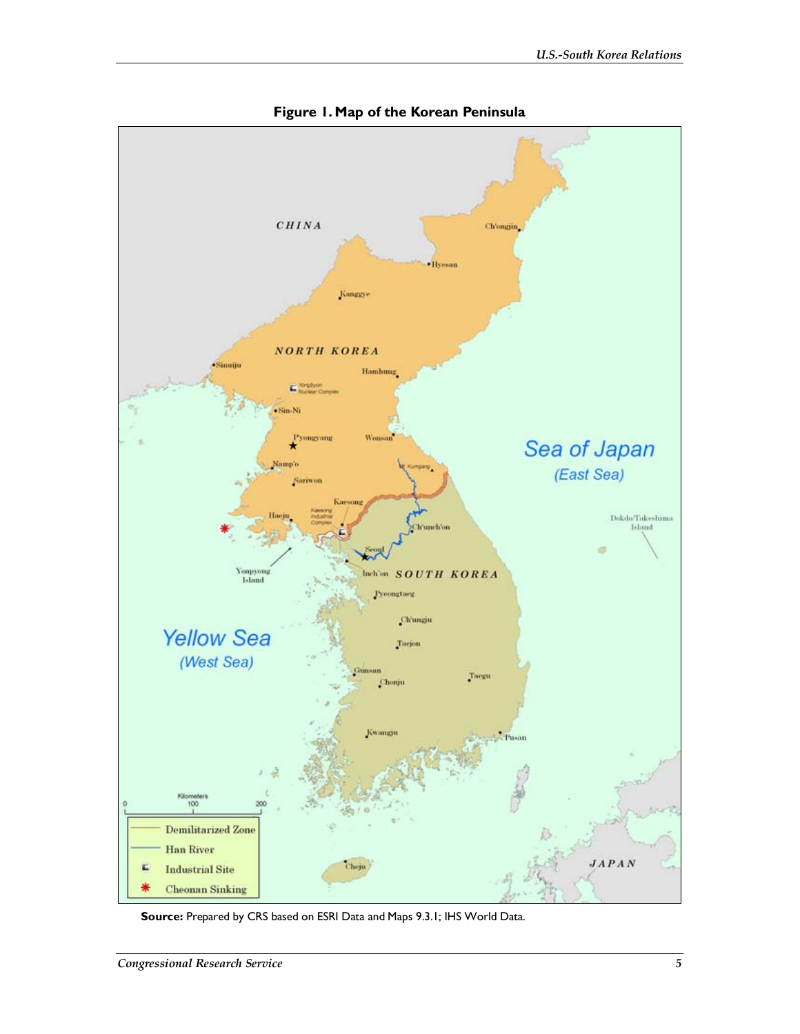**Figure 1. Map of the Korean Peninsula**

**Source:** Prepared by CRS based on ESRI Data and Maps 9.3.1; IHS World Data.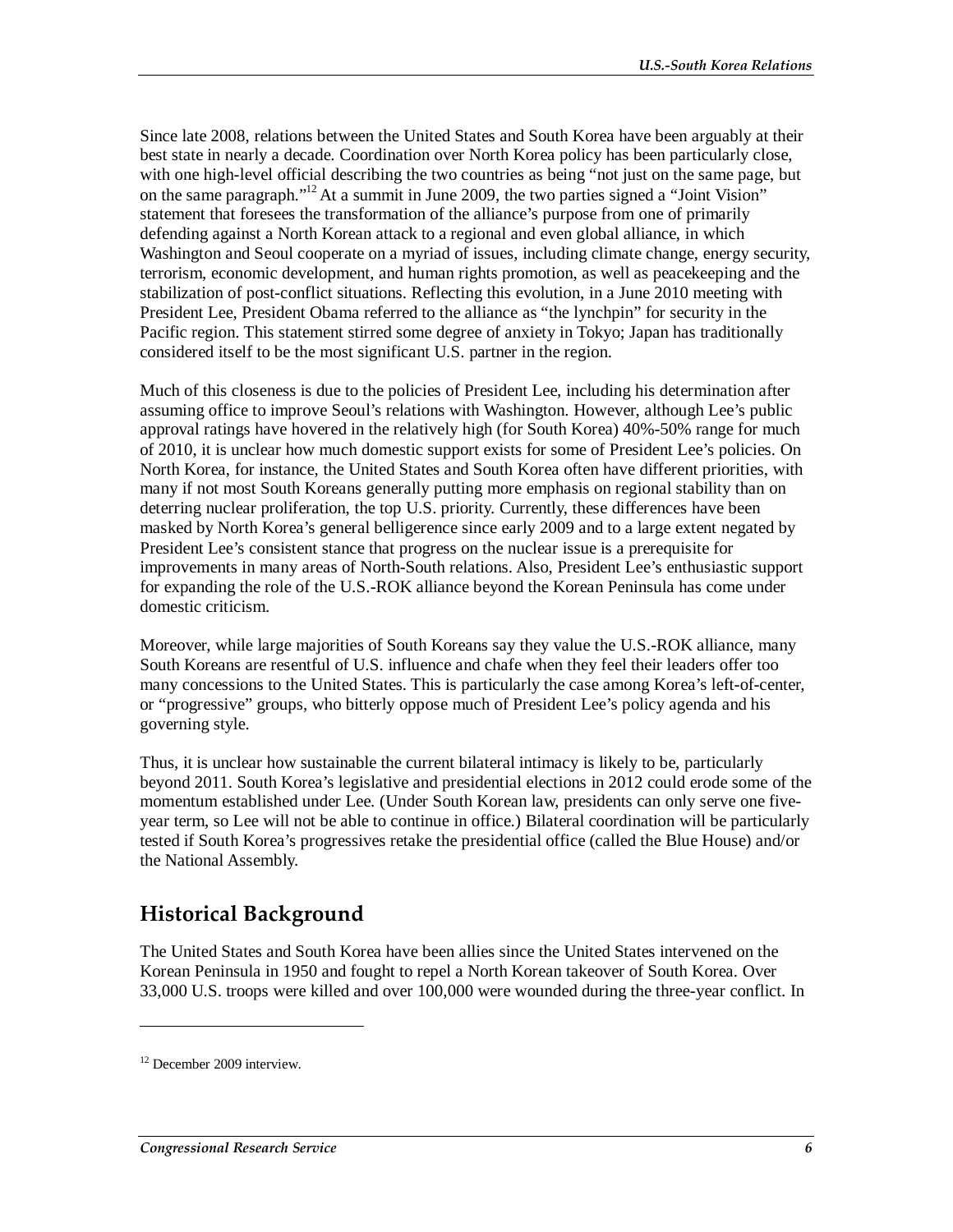Since late 2008, relations between the United States and South Korea have been arguably at their best state in nearly a decade. Coordination over North Korea policy has been particularly close, with one high-level official describing the two countries as being "not just on the same page, but on the same paragraph."[12] At a summit in June 2009, the two parties signed a "Joint Vision" statement that foresees the transformation of the alliance's purpose from one of primarily defending against a North Korean attack to a regional and even global alliance, in which Washington and Seoul cooperate on a myriad of issues, including climate change, energy security, terrorism, economic development, and human rights promotion, as well as peacekeeping and the stabilization of post-conflict situations. Reflecting this evolution, in a June 2010 meeting with President Lee, President Obama referred to the alliance as "the lynchpin" for security in the Pacific region. This statement stirred some degree of anxiety in Tokyo; Japan has traditionally considered itself to be the most significant U.S. partner in the region.

Much of this closeness is due to the policies of President Lee, including his determination after assuming office to improve Seoul's relations with Washington. However, although Lee's public approval ratings have hovered in the relatively high (for South Korea) 40%-50% range for much of 2010, it is unclear how much domestic support exists for some of President Lee's policies. On North Korea, for instance, the United States and South Korea often have different priorities, with many if not most South Koreans generally putting more emphasis on regional stability than on deterring nuclear proliferation, the top U.S. priority. Currently, these differences have been masked by North Korea's general belligerence since early 2009 and to a large extent negated by President Lee's consistent stance that progress on the nuclear issue is a prerequisite for improvements in many areas of North-South relations. Also, President Lee's enthusiastic support for expanding the role of the U.S.-ROK alliance beyond the Korean Peninsula has come under domestic criticism.

Moreover, while large majorities of South Koreans say they value the U.S.-ROK alliance, many South Koreans are resentful of U.S. influence and chafe when they feel their leaders offer too many concessions to the United States. This is particularly the case among Korea's left-of-center, or "progressive" groups, who bitterly oppose much of President Lee's policy agenda and his governing style.

Thus, it is unclear how sustainable the current bilateral intimacy is likely to be, particularly beyond 2011. South Korea's legislative and presidential elections in 2012 could erode some of the momentum established under Lee. (Under South Korean law, presidents can only serve one five-year term, so Lee will not be able to continue in office.) Bilateral coordination will be particularly tested if South Korea's progressives retake the presidential office (called the Blue House) and/or the National Assembly.

## Historical Background

The United States and South Korea have been allies since the United States intervened on the Korean Peninsula in 1950 and fought to repel a North Korean takeover of South Korea. Over 33,000 U.S. troops were killed and over 100,000 were wounded during the three-year conflict. In

---

[12] December 2009 interview.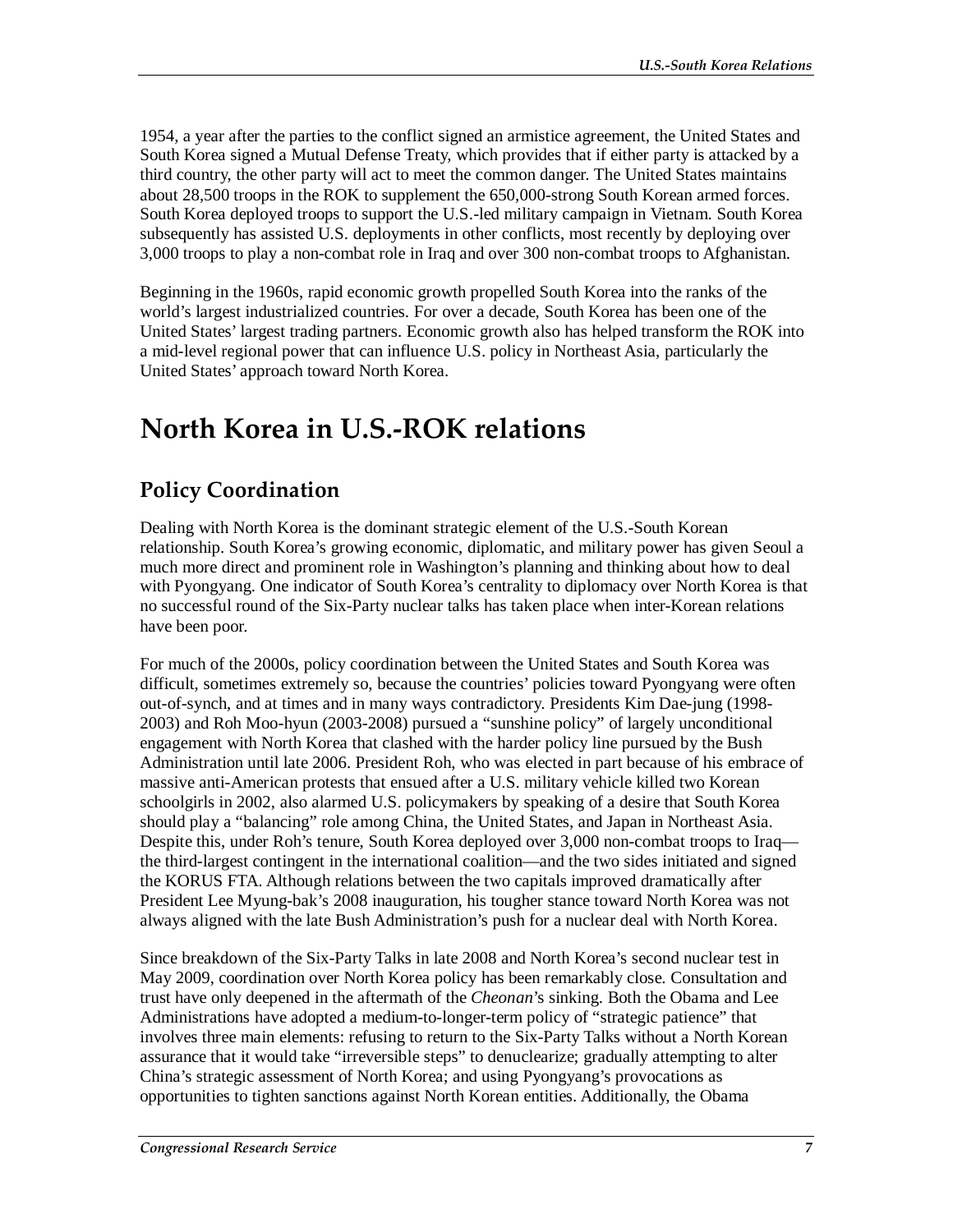1954, a year after the parties to the conflict signed an armistice agreement, the United States and South Korea signed a Mutual Defense Treaty, which provides that if either party is attacked by a third country, the other party will act to meet the common danger. The United States maintains about 28,500 troops in the ROK to supplement the 650,000-strong South Korean armed forces. South Korea deployed troops to support the U.S.-led military campaign in Vietnam. South Korea subsequently has assisted U.S. deployments in other conflicts, most recently by deploying over 3,000 troops to play a non-combat role in Iraq and over 300 non-combat troops to Afghanistan.

Beginning in the 1960s, rapid economic growth propelled South Korea into the ranks of the world's largest industrialized countries. For over a decade, South Korea has been one of the United States' largest trading partners. Economic growth also has helped transform the ROK into a mid-level regional power that can influence U.S. policy in Northeast Asia, particularly the United States' approach toward North Korea.

# North Korea in U.S.-ROK relations

## Policy Coordination

Dealing with North Korea is the dominant strategic element of the U.S.-South Korean relationship. South Korea's growing economic, diplomatic, and military power has given Seoul a much more direct and prominent role in Washington's planning and thinking about how to deal with Pyongyang. One indicator of South Korea's centrality to diplomacy over North Korea is that no successful round of the Six-Party nuclear talks has taken place when inter-Korean relations have been poor.

For much of the 2000s, policy coordination between the United States and South Korea was difficult, sometimes extremely so, because the countries' policies toward Pyongyang were often out-of-synch, and at times and in many ways contradictory. Presidents Kim Dae-jung (1998-2003) and Roh Moo-hyun (2003-2008) pursued a "sunshine policy" of largely unconditional engagement with North Korea that clashed with the harder policy line pursued by the Bush Administration until late 2006. President Roh, who was elected in part because of his embrace of massive anti-American protests that ensued after a U.S. military vehicle killed two Korean schoolgirls in 2002, also alarmed U.S. policymakers by speaking of a desire that South Korea should play a "balancing" role among China, the United States, and Japan in Northeast Asia. Despite this, under Roh's tenure, South Korea deployed over 3,000 non-combat troops to Iraq—the third-largest contingent in the international coalition—and the two sides initiated and signed the KORUS FTA. Although relations between the two capitals improved dramatically after President Lee Myung-bak's 2008 inauguration, his tougher stance toward North Korea was not always aligned with the late Bush Administration's push for a nuclear deal with North Korea.

Since breakdown of the Six-Party Talks in late 2008 and North Korea's second nuclear test in May 2009, coordination over North Korea policy has been remarkably close. Consultation and trust have only deepened in the aftermath of the *Cheonan*'s sinking. Both the Obama and Lee Administrations have adopted a medium-to-longer-term policy of "strategic patience" that involves three main elements: refusing to return to the Six-Party Talks without a North Korean assurance that it would take "irreversible steps" to denuclearize; gradually attempting to alter China's strategic assessment of North Korea; and using Pyongyang's provocations as opportunities to tighten sanctions against North Korean entities. Additionally, the Obama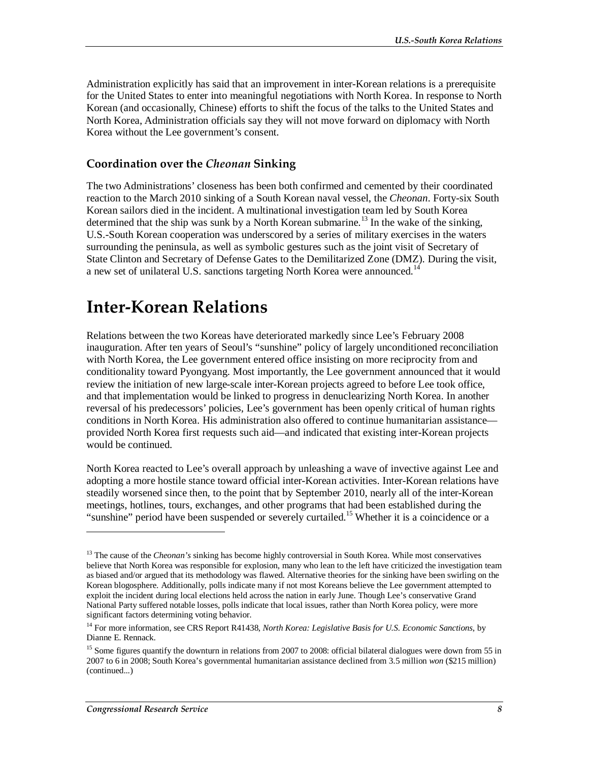Administration explicitly has said that an improvement in inter-Korean relations is a prerequisite for the United States to enter into meaningful negotiations with North Korea. In response to North Korean (and occasionally, Chinese) efforts to shift the focus of the talks to the United States and North Korea, Administration officials say they will not move forward on diplomacy with North Korea without the Lee government's consent.

### Coordination over the *Cheonan* Sinking

The two Administrations' closeness has been both confirmed and cemented by their coordinated reaction to the March 2010 sinking of a South Korean naval vessel, the *Cheonan*. Forty-six South Korean sailors died in the incident. A multinational investigation team led by South Korea determined that the ship was sunk by a North Korean submarine.[13] In the wake of the sinking, U.S.-South Korean cooperation was underscored by a series of military exercises in the waters surrounding the peninsula, as well as symbolic gestures such as the joint visit of Secretary of State Clinton and Secretary of Defense Gates to the Demilitarized Zone (DMZ). During the visit, a new set of unilateral U.S. sanctions targeting North Korea were announced.[14]

## Inter-Korean Relations

Relations between the two Koreas have deteriorated markedly since Lee's February 2008 inauguration. After ten years of Seoul's "sunshine" policy of largely unconditioned reconciliation with North Korea, the Lee government entered office insisting on more reciprocity from and conditionality toward Pyongyang. Most importantly, the Lee government announced that it would review the initiation of new large-scale inter-Korean projects agreed to before Lee took office, and that implementation would be linked to progress in denuclearizing North Korea. In another reversal of his predecessors' policies, Lee's government has been openly critical of human rights conditions in North Korea. His administration also offered to continue humanitarian assistance—provided North Korea first requests such aid—and indicated that existing inter-Korean projects would be continued.

North Korea reacted to Lee's overall approach by unleashing a wave of invective against Lee and adopting a more hostile stance toward official inter-Korean activities. Inter-Korean relations have steadily worsened since then, to the point that by September 2010, nearly all of the inter-Korean meetings, hotlines, tours, exchanges, and other programs that had been established during the "sunshine" period have been suspended or severely curtailed.[15] Whether it is a coincidence or a

---

[13] The cause of the *Cheonan's* sinking has become highly controversial in South Korea. While most conservatives believe that North Korea was responsible for explosion, many who lean to the left have criticized the investigation team as biased and/or argued that its methodology was flawed. Alternative theories for the sinking have been swirling on the Korean blogosphere. Additionally, polls indicate many if not most Koreans believe the Lee government attempted to exploit the incident during local elections held across the nation in early June. Though Lee's conservative Grand National Party suffered notable losses, polls indicate that local issues, rather than North Korea policy, were more significant factors determining voting behavior.

[14] For more information, see CRS Report R41438, *North Korea: Legislative Basis for U.S. Economic Sanctions*, by Dianne E. Rennack.

[15] Some figures quantify the downturn in relations from 2007 to 2008: official bilateral dialogues were down from 55 in 2007 to 6 in 2008; South Korea's governmental humanitarian assistance declined from 3.5 million *won* ($215 million) (continued...)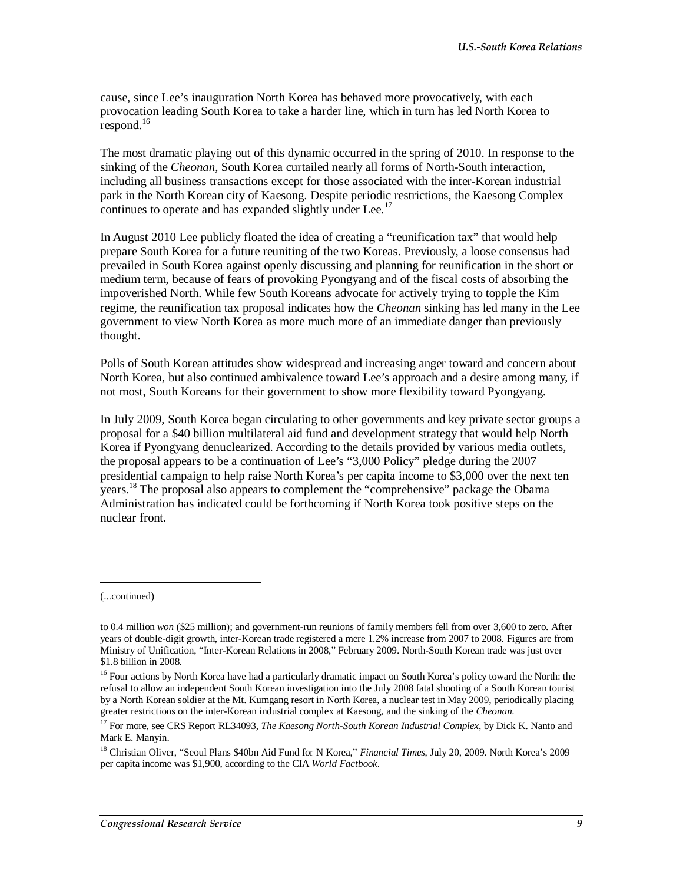cause, since Lee's inauguration North Korea has behaved more provocatively, with each provocation leading South Korea to take a harder line, which in turn has led North Korea to respond.[16]

The most dramatic playing out of this dynamic occurred in the spring of 2010. In response to the sinking of the *Cheonan*, South Korea curtailed nearly all forms of North-South interaction, including all business transactions except for those associated with the inter-Korean industrial park in the North Korean city of Kaesong. Despite periodic restrictions, the Kaesong Complex continues to operate and has expanded slightly under Lee.[17]

In August 2010 Lee publicly floated the idea of creating a "reunification tax" that would help prepare South Korea for a future reuniting of the two Koreas. Previously, a loose consensus had prevailed in South Korea against openly discussing and planning for reunification in the short or medium term, because of fears of provoking Pyongyang and of the fiscal costs of absorbing the impoverished North. While few South Koreans advocate for actively trying to topple the Kim regime, the reunification tax proposal indicates how the *Cheonan* sinking has led many in the Lee government to view North Korea as more much more of an immediate danger than previously thought.

Polls of South Korean attitudes show widespread and increasing anger toward and concern about North Korea, but also continued ambivalence toward Lee's approach and a desire among many, if not most, South Koreans for their government to show more flexibility toward Pyongyang.

In July 2009, South Korea began circulating to other governments and key private sector groups a proposal for a $40 billion multilateral aid fund and development strategy that would help North Korea if Pyongyang denuclearized. According to the details provided by various media outlets, the proposal appears to be a continuation of Lee's "3,000 Policy" pledge during the 2007 presidential campaign to help raise North Korea's per capita income to $3,000 over the next ten years.[18] The proposal also appears to complement the "comprehensive" package the Obama Administration has indicated could be forthcoming if North Korea took positive steps on the nuclear front.

---

(...continued)

to 0.4 million *won* ($25 million); and government-run reunions of family members fell from over 3,600 to zero. After years of double-digit growth, inter-Korean trade registered a mere 1.2% increase from 2007 to 2008. Figures are from Ministry of Unification, "Inter-Korean Relations in 2008," February 2009. North-South Korean trade was just over $1.8 billion in 2008.

[16] Four actions by North Korea have had a particularly dramatic impact on South Korea's policy toward the North: the refusal to allow an independent South Korean investigation into the July 2008 fatal shooting of a South Korean tourist by a North Korean soldier at the Mt. Kumgang resort in North Korea, a nuclear test in May 2009, periodically placing greater restrictions on the inter-Korean industrial complex at Kaesong, and the sinking of the *Cheonan*.

[17] For more, see CRS Report RL34093, *The Kaesong North-South Korean Industrial Complex*, by Dick K. Nanto and Mark E. Manyin.

[18] Christian Oliver, "Seoul Plans $40bn Aid Fund for N Korea," *Financial Times*, July 20, 2009. North Korea's 2009 per capita income was $1,900, according to the CIA *World Factbook*.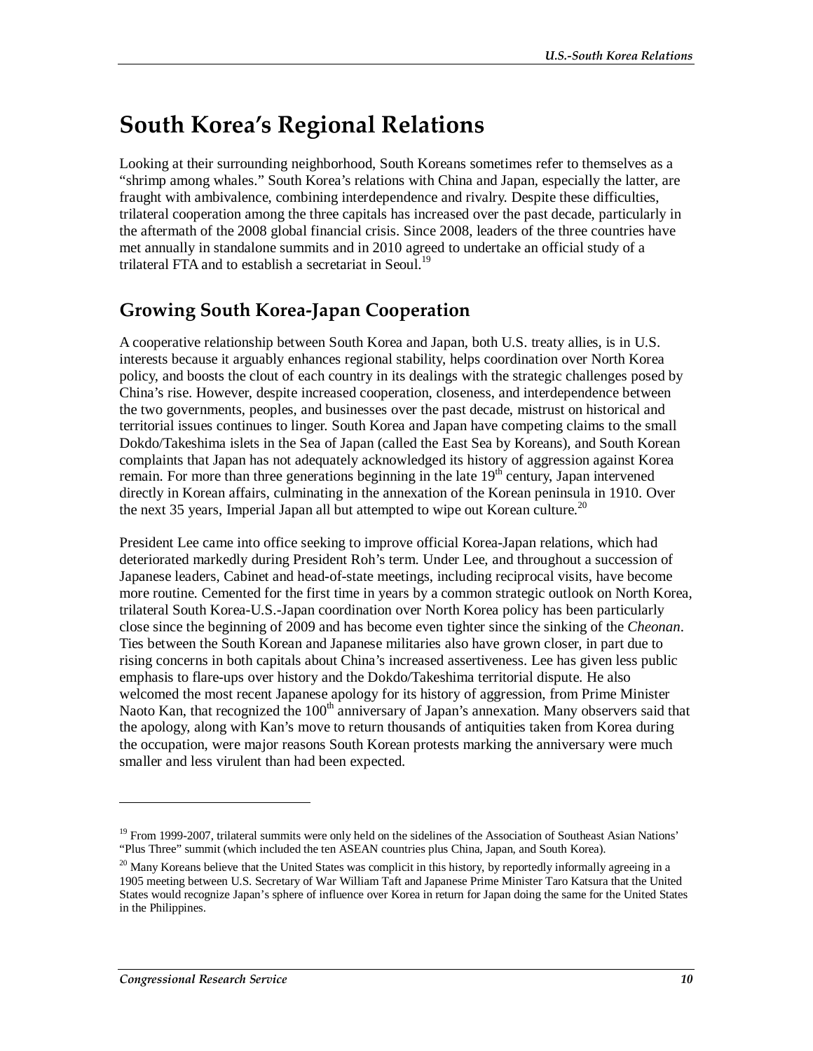# South Korea's Regional Relations

Looking at their surrounding neighborhood, South Koreans sometimes refer to themselves as a "shrimp among whales." South Korea's relations with China and Japan, especially the latter, are fraught with ambivalence, combining interdependence and rivalry. Despite these difficulties, trilateral cooperation among the three capitals has increased over the past decade, particularly in the aftermath of the 2008 global financial crisis. Since 2008, leaders of the three countries have met annually in standalone summits and in 2010 agreed to undertake an official study of a trilateral FTA and to establish a secretariat in Seoul.[19]

## Growing South Korea-Japan Cooperation

A cooperative relationship between South Korea and Japan, both U.S. treaty allies, is in U.S. interests because it arguably enhances regional stability, helps coordination over North Korea policy, and boosts the clout of each country in its dealings with the strategic challenges posed by China's rise. However, despite increased cooperation, closeness, and interdependence between the two governments, peoples, and businesses over the past decade, mistrust on historical and territorial issues continues to linger. South Korea and Japan have competing claims to the small Dokdo/Takeshima islets in the Sea of Japan (called the East Sea by Koreans), and South Korean complaints that Japan has not adequately acknowledged its history of aggression against Korea remain. For more than three generations beginning in the late 19th century, Japan intervened directly in Korean affairs, culminating in the annexation of the Korean peninsula in 1910. Over the next 35 years, Imperial Japan all but attempted to wipe out Korean culture.[20]

President Lee came into office seeking to improve official Korea-Japan relations, which had deteriorated markedly during President Roh's term. Under Lee, and throughout a succession of Japanese leaders, Cabinet and head-of-state meetings, including reciprocal visits, have become more routine. Cemented for the first time in years by a common strategic outlook on North Korea, trilateral South Korea-U.S.-Japan coordination over North Korea policy has been particularly close since the beginning of 2009 and has become even tighter since the sinking of the *Cheonan*. Ties between the South Korean and Japanese militaries also have grown closer, in part due to rising concerns in both capitals about China's increased assertiveness. Lee has given less public emphasis to flare-ups over history and the Dokdo/Takeshima territorial dispute. He also welcomed the most recent Japanese apology for its history of aggression, from Prime Minister Naoto Kan, that recognized the 100th anniversary of Japan's annexation. Many observers said that the apology, along with Kan's move to return thousands of antiquities taken from Korea during the occupation, were major reasons South Korean protests marking the anniversary were much smaller and less virulent than had been expected.

---

[19] From 1999-2007, trilateral summits were only held on the sidelines of the Association of Southeast Asian Nations' "Plus Three" summit (which included the ten ASEAN countries plus China, Japan, and South Korea).

[20] Many Koreans believe that the United States was complicit in this history, by reportedly informally agreeing in a 1905 meeting between U.S. Secretary of War William Taft and Japanese Prime Minister Taro Katsura that the United States would recognize Japan's sphere of influence over Korea in return for Japan doing the same for the United States in the Philippines.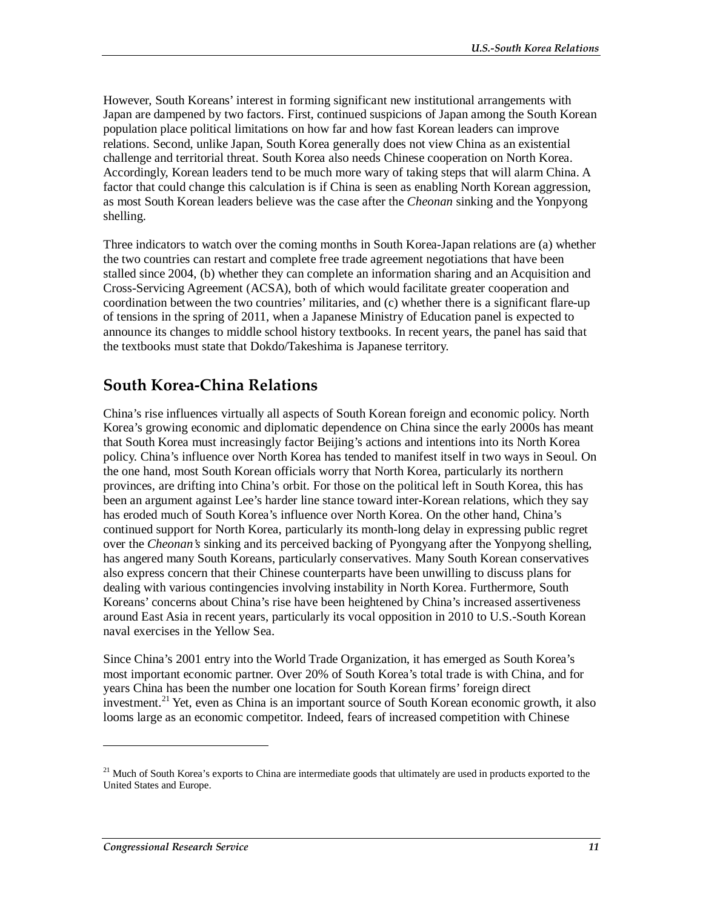However, South Koreans' interest in forming significant new institutional arrangements with Japan are dampened by two factors. First, continued suspicions of Japan among the South Korean population place political limitations on how far and how fast Korean leaders can improve relations. Second, unlike Japan, South Korea generally does not view China as an existential challenge and territorial threat. South Korea also needs Chinese cooperation on North Korea. Accordingly, Korean leaders tend to be much more wary of taking steps that will alarm China. A factor that could change this calculation is if China is seen as enabling North Korean aggression, as most South Korean leaders believe was the case after the *Cheonan* sinking and the Yonpyong shelling.

Three indicators to watch over the coming months in South Korea-Japan relations are (a) whether the two countries can restart and complete free trade agreement negotiations that have been stalled since 2004, (b) whether they can complete an information sharing and an Acquisition and Cross-Servicing Agreement (ACSA), both of which would facilitate greater cooperation and coordination between the two countries' militaries, and (c) whether there is a significant flare-up of tensions in the spring of 2011, when a Japanese Ministry of Education panel is expected to announce its changes to middle school history textbooks. In recent years, the panel has said that the textbooks must state that Dokdo/Takeshima is Japanese territory.

## South Korea-China Relations

China's rise influences virtually all aspects of South Korean foreign and economic policy. North Korea's growing economic and diplomatic dependence on China since the early 2000s has meant that South Korea must increasingly factor Beijing's actions and intentions into its North Korea policy. China's influence over North Korea has tended to manifest itself in two ways in Seoul. On the one hand, most South Korean officials worry that North Korea, particularly its northern provinces, are drifting into China's orbit. For those on the political left in South Korea, this has been an argument against Lee's harder line stance toward inter-Korean relations, which they say has eroded much of South Korea's influence over North Korea. On the other hand, China's continued support for North Korea, particularly its month-long delay in expressing public regret over the *Cheonan's* sinking and its perceived backing of Pyongyang after the Yonpyong shelling, has angered many South Koreans, particularly conservatives. Many South Korean conservatives also express concern that their Chinese counterparts have been unwilling to discuss plans for dealing with various contingencies involving instability in North Korea. Furthermore, South Koreans' concerns about China's rise have been heightened by China's increased assertiveness around East Asia in recent years, particularly its vocal opposition in 2010 to U.S.-South Korean naval exercises in the Yellow Sea.

Since China's 2001 entry into the World Trade Organization, it has emerged as South Korea's most important economic partner. Over 20% of South Korea's total trade is with China, and for years China has been the number one location for South Korean firms' foreign direct investment.[21] Yet, even as China is an important source of South Korean economic growth, it also looms large as an economic competitor. Indeed, fears of increased competition with Chinese

[21] Much of South Korea's exports to China are intermediate goods that ultimately are used in products exported to the United States and Europe.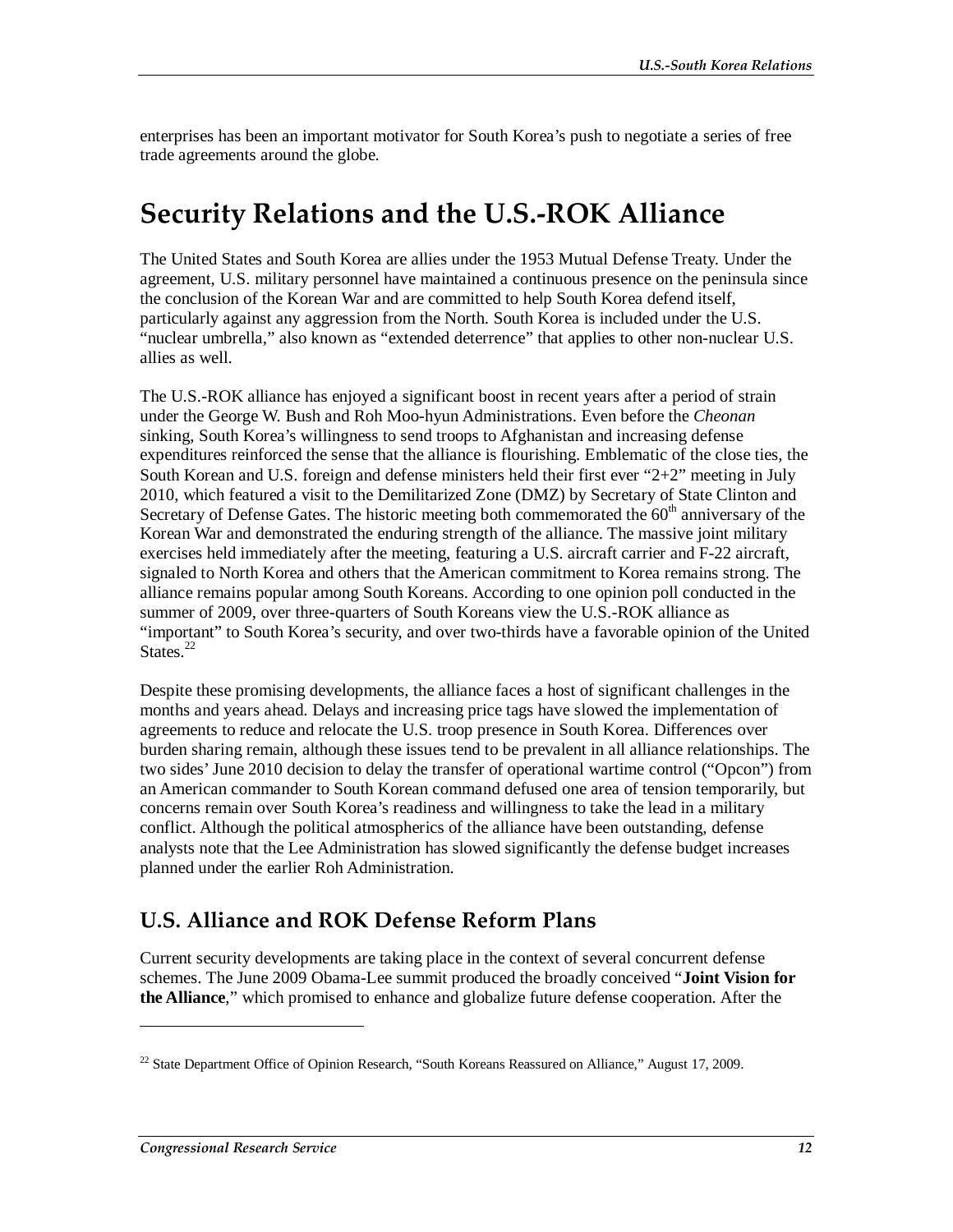enterprises has been an important motivator for South Korea's push to negotiate a series of free trade agreements around the globe.

# Security Relations and the U.S.-ROK Alliance

The United States and South Korea are allies under the 1953 Mutual Defense Treaty. Under the agreement, U.S. military personnel have maintained a continuous presence on the peninsula since the conclusion of the Korean War and are committed to help South Korea defend itself, particularly against any aggression from the North. South Korea is included under the U.S. "nuclear umbrella," also known as "extended deterrence" that applies to other non-nuclear U.S. allies as well.

The U.S.-ROK alliance has enjoyed a significant boost in recent years after a period of strain under the George W. Bush and Roh Moo-hyun Administrations. Even before the *Cheonan* sinking, South Korea's willingness to send troops to Afghanistan and increasing defense expenditures reinforced the sense that the alliance is flourishing. Emblematic of the close ties, the South Korean and U.S. foreign and defense ministers held their first ever "2+2" meeting in July 2010, which featured a visit to the Demilitarized Zone (DMZ) by Secretary of State Clinton and Secretary of Defense Gates. The historic meeting both commemorated the 60th anniversary of the Korean War and demonstrated the enduring strength of the alliance. The massive joint military exercises held immediately after the meeting, featuring a U.S. aircraft carrier and F-22 aircraft, signaled to North Korea and others that the American commitment to Korea remains strong. The alliance remains popular among South Koreans. According to one opinion poll conducted in the summer of 2009, over three-quarters of South Koreans view the U.S.-ROK alliance as "important" to South Korea's security, and over two-thirds have a favorable opinion of the United States.[22]

Despite these promising developments, the alliance faces a host of significant challenges in the months and years ahead. Delays and increasing price tags have slowed the implementation of agreements to reduce and relocate the U.S. troop presence in South Korea. Differences over burden sharing remain, although these issues tend to be prevalent in all alliance relationships. The two sides' June 2010 decision to delay the transfer of operational wartime control ("Opcon") from an American commander to South Korean command defused one area of tension temporarily, but concerns remain over South Korea's readiness and willingness to take the lead in a military conflict. Although the political atmospherics of the alliance have been outstanding, defense analysts note that the Lee Administration has slowed significantly the defense budget increases planned under the earlier Roh Administration.

## U.S. Alliance and ROK Defense Reform Plans

Current security developments are taking place in the context of several concurrent defense schemes. The June 2009 Obama-Lee summit produced the broadly conceived "**Joint Vision for the Alliance**," which promised to enhance and globalize future defense cooperation. After the

---

[22] State Department Office of Opinion Research, "South Koreans Reassured on Alliance," August 17, 2009.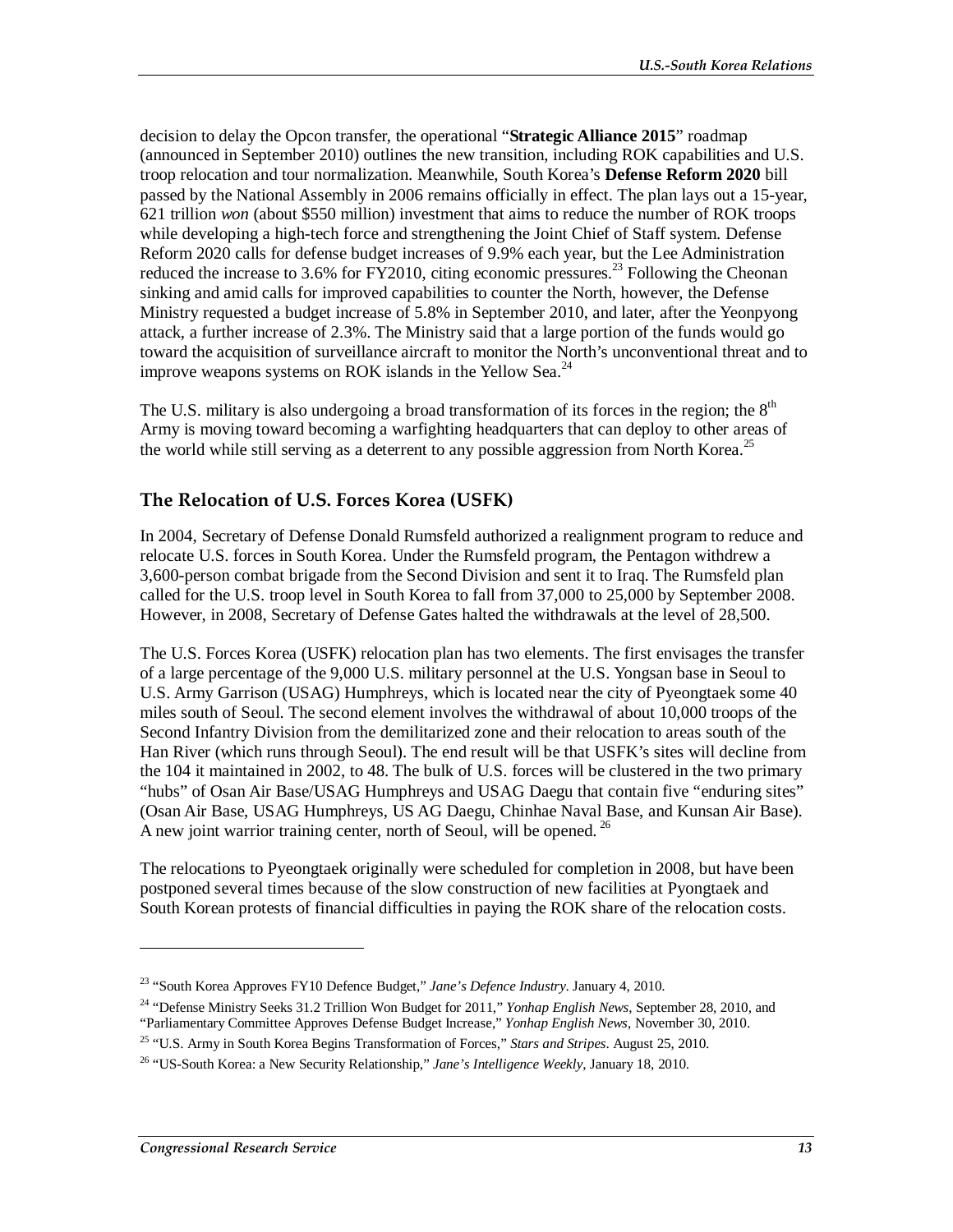decision to delay the Opcon transfer, the operational "**Strategic Alliance 2015**" roadmap (announced in September 2010) outlines the new transition, including ROK capabilities and U.S. troop relocation and tour normalization. Meanwhile, South Korea's **Defense Reform 2020** bill passed by the National Assembly in 2006 remains officially in effect. The plan lays out a 15-year, 621 trillion *won* (about $550 million) investment that aims to reduce the number of ROK troops while developing a high-tech force and strengthening the Joint Chief of Staff system. Defense Reform 2020 calls for defense budget increases of 9.9% each year, but the Lee Administration reduced the increase to 3.6% for FY2010, citing economic pressures.[23] Following the Cheonan sinking and amid calls for improved capabilities to counter the North, however, the Defense Ministry requested a budget increase of 5.8% in September 2010, and later, after the Yeonpyong attack, a further increase of 2.3%. The Ministry said that a large portion of the funds would go toward the acquisition of surveillance aircraft to monitor the North's unconventional threat and to improve weapons systems on ROK islands in the Yellow Sea.[24]

The U.S. military is also undergoing a broad transformation of its forces in the region; the 8th Army is moving toward becoming a warfighting headquarters that can deploy to other areas of the world while still serving as a deterrent to any possible aggression from North Korea.[25]

## The Relocation of U.S. Forces Korea (USFK)

In 2004, Secretary of Defense Donald Rumsfeld authorized a realignment program to reduce and relocate U.S. forces in South Korea. Under the Rumsfeld program, the Pentagon withdrew a 3,600-person combat brigade from the Second Division and sent it to Iraq. The Rumsfeld plan called for the U.S. troop level in South Korea to fall from 37,000 to 25,000 by September 2008. However, in 2008, Secretary of Defense Gates halted the withdrawals at the level of 28,500.

The U.S. Forces Korea (USFK) relocation plan has two elements. The first envisages the transfer of a large percentage of the 9,000 U.S. military personnel at the U.S. Yongsan base in Seoul to U.S. Army Garrison (USAG) Humphreys, which is located near the city of Pyeongtaek some 40 miles south of Seoul. The second element involves the withdrawal of about 10,000 troops of the Second Infantry Division from the demilitarized zone and their relocation to areas south of the Han River (which runs through Seoul). The end result will be that USFK's sites will decline from the 104 it maintained in 2002, to 48. The bulk of U.S. forces will be clustered in the two primary "hubs" of Osan Air Base/USAG Humphreys and USAG Daegu that contain five "enduring sites" (Osan Air Base, USAG Humphreys, US AG Daegu, Chinhae Naval Base, and Kunsan Air Base). A new joint warrior training center, north of Seoul, will be opened.[26]

The relocations to Pyeongtaek originally were scheduled for completion in 2008, but have been postponed several times because of the slow construction of new facilities at Pyongtaek and South Korean protests of financial difficulties in paying the ROK share of the relocation costs.

---

[23] "South Korea Approves FY10 Defence Budget," *Jane's Defence Industry*. January 4, 2010.

[24] "Defense Ministry Seeks 31.2 Trillion Won Budget for 2011," *Yonhap English News*, September 28, 2010, and "Parliamentary Committee Approves Defense Budget Increase," *Yonhap English News*, November 30, 2010.

[25] "U.S. Army in South Korea Begins Transformation of Forces," *Stars and Stripes*. August 25, 2010.

[26] "US-South Korea: a New Security Relationship," *Jane's Intelligence Weekly*, January 18, 2010.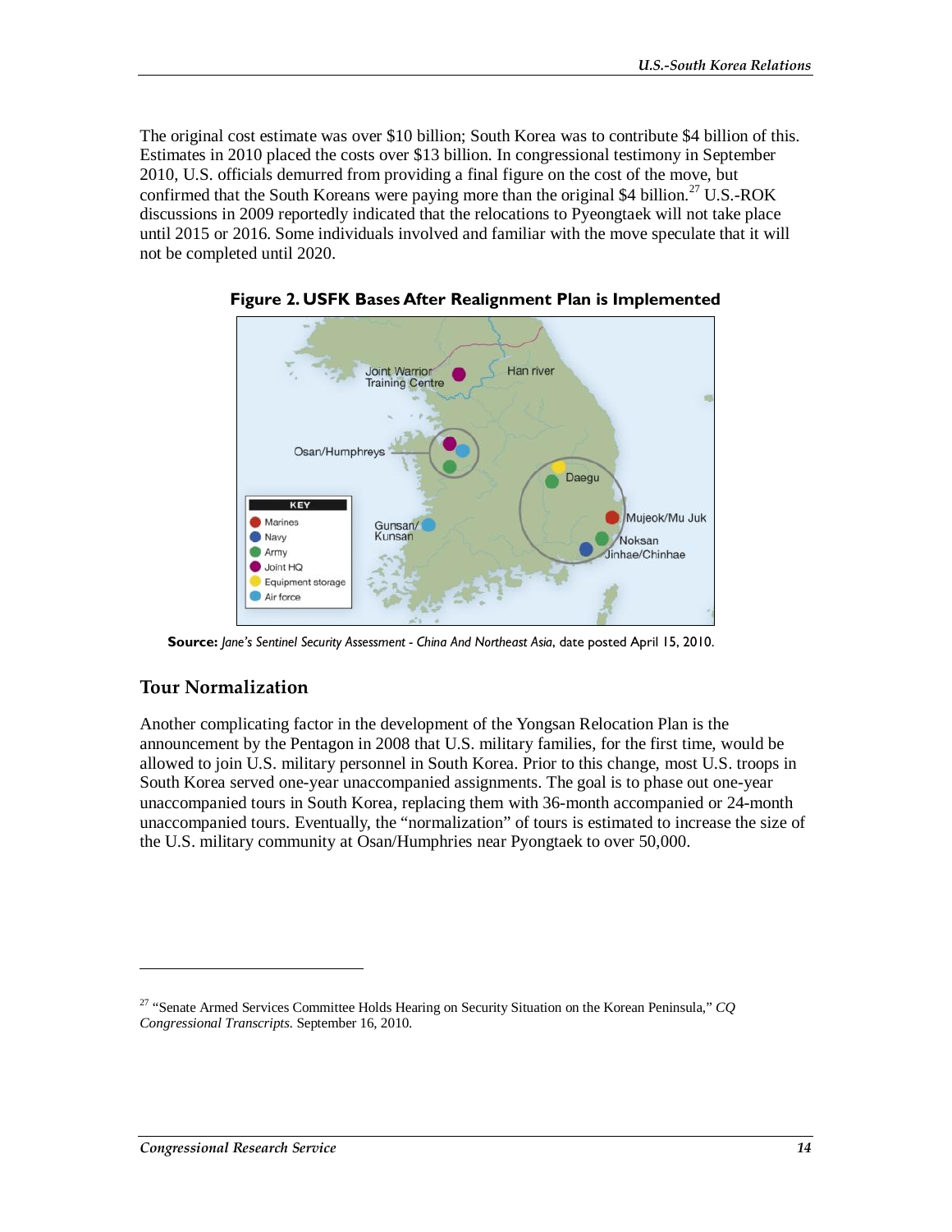The original cost estimate was over $10 billion; South Korea was to contribute $4 billion of this. Estimates in 2010 placed the costs over $13 billion. In congressional testimony in September 2010, U.S. officials demurred from providing a final figure on the cost of the move, but confirmed that the South Koreans were paying more than the original $4 billion.[27] U.S.-ROK discussions in 2009 reportedly indicated that the relocations to Pyeongtaek will not take place until 2015 or 2016. Some individuals involved and familiar with the move speculate that it will not be completed until 2020.

**Figure 2. USFK Bases After Realignment Plan is Implemented**

**Source:** *Jane's Sentinel Security Assessment - China And Northeast Asia*, date posted April 15, 2010.

## Tour Normalization

Another complicating factor in the development of the Yongsan Relocation Plan is the announcement by the Pentagon in 2008 that U.S. military families, for the first time, would be allowed to join U.S. military personnel in South Korea. Prior to this change, most U.S. troops in South Korea served one-year unaccompanied assignments. The goal is to phase out one-year unaccompanied tours in South Korea, replacing them with 36-month accompanied or 24-month unaccompanied tours. Eventually, the "normalization" of tours is estimated to increase the size of the U.S. military community at Osan/Humphries near Pyongtaek to over 50,000.

---

[27] "Senate Armed Services Committee Holds Hearing on Security Situation on the Korean Peninsula," *CQ Congressional Transcripts*. September 16, 2010.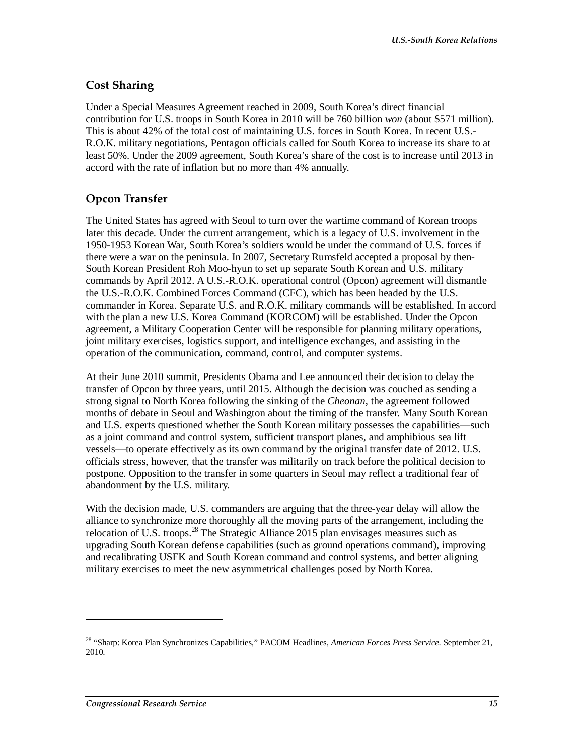## Cost Sharing

Under a Special Measures Agreement reached in 2009, South Korea's direct financial contribution for U.S. troops in South Korea in 2010 will be 760 billion *won* (about $571 million). This is about 42% of the total cost of maintaining U.S. forces in South Korea. In recent U.S.-R.O.K. military negotiations, Pentagon officials called for South Korea to increase its share to at least 50%. Under the 2009 agreement, South Korea's share of the cost is to increase until 2013 in accord with the rate of inflation but no more than 4% annually.

## Opcon Transfer

The United States has agreed with Seoul to turn over the wartime command of Korean troops later this decade. Under the current arrangement, which is a legacy of U.S. involvement in the 1950-1953 Korean War, South Korea's soldiers would be under the command of U.S. forces if there were a war on the peninsula. In 2007, Secretary Rumsfeld accepted a proposal by then-South Korean President Roh Moo-hyun to set up separate South Korean and U.S. military commands by April 2012. A U.S.-R.O.K. operational control (Opcon) agreement will dismantle the U.S.-R.O.K. Combined Forces Command (CFC), which has been headed by the U.S. commander in Korea. Separate U.S. and R.O.K. military commands will be established. In accord with the plan a new U.S. Korea Command (KORCOM) will be established. Under the Opcon agreement, a Military Cooperation Center will be responsible for planning military operations, joint military exercises, logistics support, and intelligence exchanges, and assisting in the operation of the communication, command, control, and computer systems.

At their June 2010 summit, Presidents Obama and Lee announced their decision to delay the transfer of Opcon by three years, until 2015. Although the decision was couched as sending a strong signal to North Korea following the sinking of the *Cheonan*, the agreement followed months of debate in Seoul and Washington about the timing of the transfer. Many South Korean and U.S. experts questioned whether the South Korean military possesses the capabilities—such as a joint command and control system, sufficient transport planes, and amphibious sea lift vessels—to operate effectively as its own command by the original transfer date of 2012. U.S. officials stress, however, that the transfer was militarily on track before the political decision to postpone. Opposition to the transfer in some quarters in Seoul may reflect a traditional fear of abandonment by the U.S. military.

With the decision made, U.S. commanders are arguing that the three-year delay will allow the alliance to synchronize more thoroughly all the moving parts of the arrangement, including the relocation of U.S. troops.[28] The Strategic Alliance 2015 plan envisages measures such as upgrading South Korean defense capabilities (such as ground operations command), improving and recalibrating USFK and South Korean command and control systems, and better aligning military exercises to meet the new asymmetrical challenges posed by North Korea.

---

[28] "Sharp: Korea Plan Synchronizes Capabilities," PACOM Headlines, *American Forces Press Service.* September 21, 2010.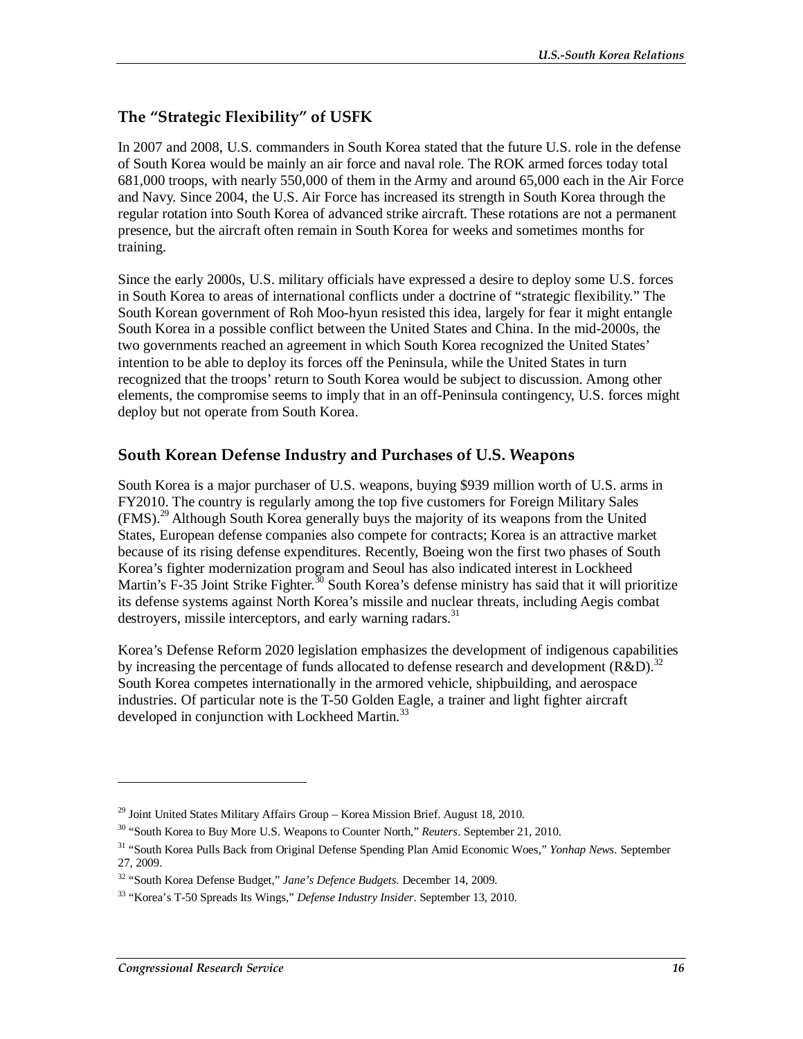### The "Strategic Flexibility" of USFK

In 2007 and 2008, U.S. commanders in South Korea stated that the future U.S. role in the defense of South Korea would be mainly an air force and naval role. The ROK armed forces today total 681,000 troops, with nearly 550,000 of them in the Army and around 65,000 each in the Air Force and Navy. Since 2004, the U.S. Air Force has increased its strength in South Korea through the regular rotation into South Korea of advanced strike aircraft. These rotations are not a permanent presence, but the aircraft often remain in South Korea for weeks and sometimes months for training.

Since the early 2000s, U.S. military officials have expressed a desire to deploy some U.S. forces in South Korea to areas of international conflicts under a doctrine of "strategic flexibility." The South Korean government of Roh Moo-hyun resisted this idea, largely for fear it might entangle South Korea in a possible conflict between the United States and China. In the mid-2000s, the two governments reached an agreement in which South Korea recognized the United States' intention to be able to deploy its forces off the Peninsula, while the United States in turn recognized that the troops' return to South Korea would be subject to discussion. Among other elements, the compromise seems to imply that in an off-Peninsula contingency, U.S. forces might deploy but not operate from South Korea.

### South Korean Defense Industry and Purchases of U.S. Weapons

South Korea is a major purchaser of U.S. weapons, buying $939 million worth of U.S. arms in FY2010. The country is regularly among the top five customers for Foreign Military Sales (FMS).[29] Although South Korea generally buys the majority of its weapons from the United States, European defense companies also compete for contracts; Korea is an attractive market because of its rising defense expenditures. Recently, Boeing won the first two phases of South Korea's fighter modernization program and Seoul has also indicated interest in Lockheed Martin's F-35 Joint Strike Fighter.[30] South Korea's defense ministry has said that it will prioritize its defense systems against North Korea's missile and nuclear threats, including Aegis combat destroyers, missile interceptors, and early warning radars.[31]

Korea's Defense Reform 2020 legislation emphasizes the development of indigenous capabilities by increasing the percentage of funds allocated to defense research and development (R&D).[32] South Korea competes internationally in the armored vehicle, shipbuilding, and aerospace industries. Of particular note is the T-50 Golden Eagle, a trainer and light fighter aircraft developed in conjunction with Lockheed Martin.[33]

---

[29] Joint United States Military Affairs Group – Korea Mission Brief. August 18, 2010.

[30] "South Korea to Buy More U.S. Weapons to Counter North," *Reuters*. September 21, 2010.

[31] "South Korea Pulls Back from Original Defense Spending Plan Amid Economic Woes," *Yonhap News*. September 27, 2009.

[32] "South Korea Defense Budget," *Jane's Defence Budgets.* December 14, 2009.

[33] "Korea's T-50 Spreads Its Wings," *Defense Industry Insider*. September 13, 2010.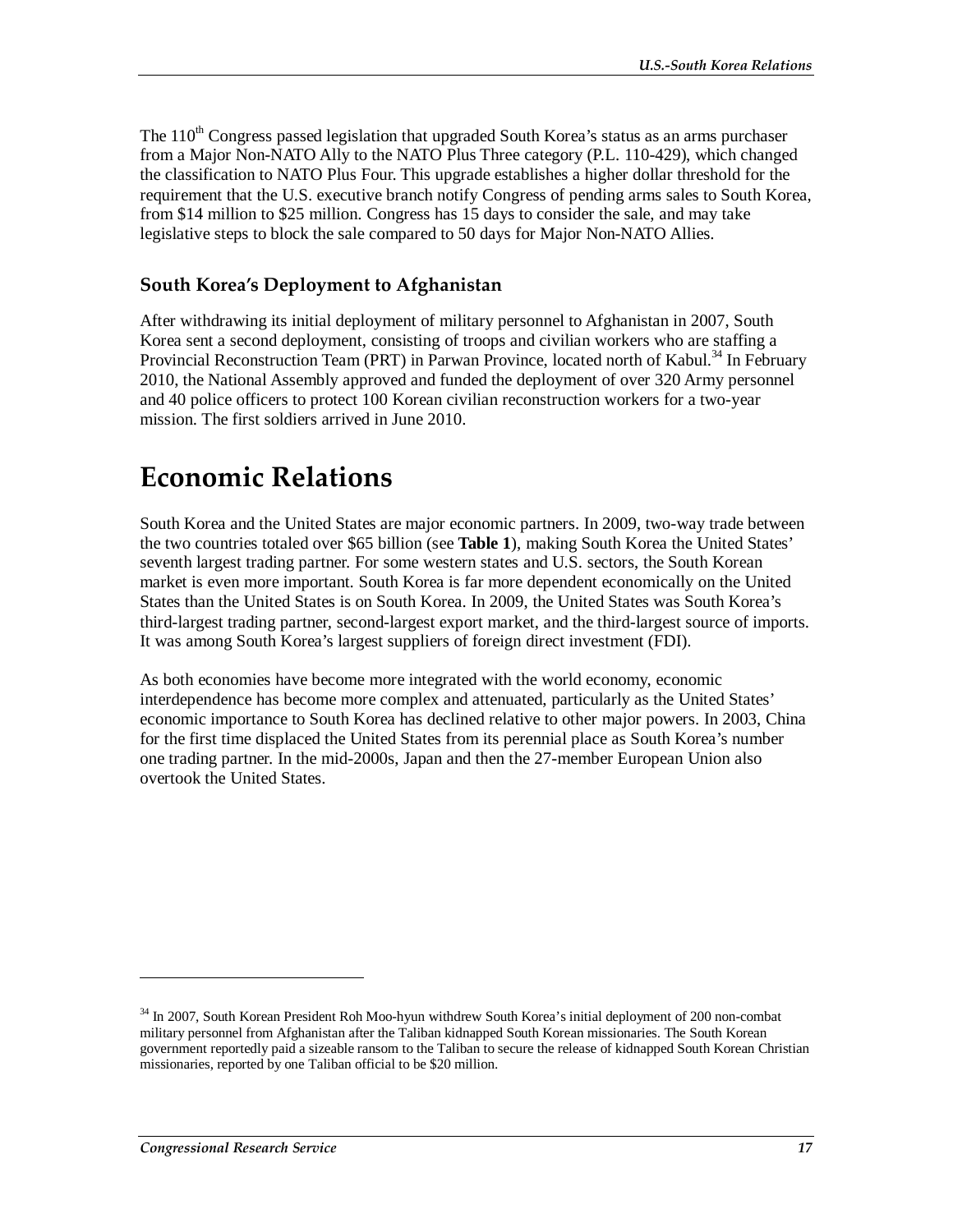The 110th Congress passed legislation that upgraded South Korea's status as an arms purchaser from a Major Non-NATO Ally to the NATO Plus Three category (P.L. 110-429), which changed the classification to NATO Plus Four. This upgrade establishes a higher dollar threshold for the requirement that the U.S. executive branch notify Congress of pending arms sales to South Korea, from $14 million to $25 million. Congress has 15 days to consider the sale, and may take legislative steps to block the sale compared to 50 days for Major Non-NATO Allies.

### South Korea's Deployment to Afghanistan

After withdrawing its initial deployment of military personnel to Afghanistan in 2007, South Korea sent a second deployment, consisting of troops and civilian workers who are staffing a Provincial Reconstruction Team (PRT) in Parwan Province, located north of Kabul.[34] In February 2010, the National Assembly approved and funded the deployment of over 320 Army personnel and 40 police officers to protect 100 Korean civilian reconstruction workers for a two-year mission. The first soldiers arrived in June 2010.

## Economic Relations

South Korea and the United States are major economic partners. In 2009, two-way trade between the two countries totaled over $65 billion (see **Table 1**), making South Korea the United States' seventh largest trading partner. For some western states and U.S. sectors, the South Korean market is even more important. South Korea is far more dependent economically on the United States than the United States is on South Korea. In 2009, the United States was South Korea's third-largest trading partner, second-largest export market, and the third-largest source of imports. It was among South Korea's largest suppliers of foreign direct investment (FDI).

As both economies have become more integrated with the world economy, economic interdependence has become more complex and attenuated, particularly as the United States' economic importance to South Korea has declined relative to other major powers. In 2003, China for the first time displaced the United States from its perennial place as South Korea's number one trading partner. In the mid-2000s, Japan and then the 27-member European Union also overtook the United States.

---

[34] In 2007, South Korean President Roh Moo-hyun withdrew South Korea's initial deployment of 200 non-combat military personnel from Afghanistan after the Taliban kidnapped South Korean missionaries. The South Korean government reportedly paid a sizeable ransom to the Taliban to secure the release of kidnapped South Korean Christian missionaries, reported by one Taliban official to be $20 million.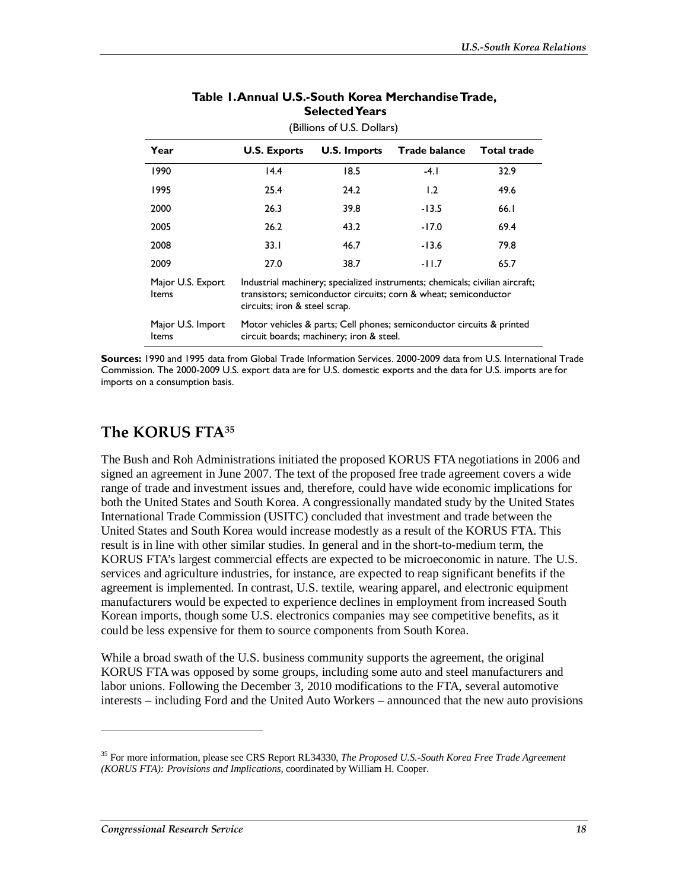**Table 1. Annual U.S.-South Korea Merchandise Trade, Selected Years**

(Billions of U.S. Dollars)

| Year | U.S. Exports | U.S. Imports | Trade balance | Total trade |
|---|---|---|---|---|
| 1990 | 14.4 | 18.5 | -4.1 | 32.9 |
| 1995 | 25.4 | 24.2 | 1.2 | 49.6 |
| 2000 | 26.3 | 39.8 | -13.5 | 66.1 |
| 2005 | 26.2 | 43.2 | -17.0 | 69.4 |
| 2008 | 33.1 | 46.7 | -13.6 | 79.8 |
| 2009 | 27.0 | 38.7 | -11.7 | 65.7 |
| Major U.S. Export Items | Industrial machinery; specialized instruments; chemicals; civilian aircraft; transistors; semiconductor circuits; corn & wheat; semiconductor circuits; iron & steel scrap. | | | |
| Major U.S. Import Items | Motor vehicles & parts; Cell phones; semiconductor circuits & printed circuit boards; machinery; iron & steel. | | | |

**Sources:** 1990 and 1995 data from Global Trade Information Services. 2000-2009 data from U.S. International Trade Commission. The 2000-2009 U.S. export data are for U.S. domestic exports and the data for U.S. imports are for imports on a consumption basis.

## The KORUS FTA[35]

The Bush and Roh Administrations initiated the proposed KORUS FTA negotiations in 2006 and signed an agreement in June 2007. The text of the proposed free trade agreement covers a wide range of trade and investment issues and, therefore, could have wide economic implications for both the United States and South Korea. A congressionally mandated study by the United States International Trade Commission (USITC) concluded that investment and trade between the United States and South Korea would increase modestly as a result of the KORUS FTA. This result is in line with other similar studies. In general and in the short-to-medium term, the KORUS FTA's largest commercial effects are expected to be microeconomic in nature. The U.S. services and agriculture industries, for instance, are expected to reap significant benefits if the agreement is implemented. In contrast, U.S. textile, wearing apparel, and electronic equipment manufacturers would be expected to experience declines in employment from increased South Korean imports, though some U.S. electronics companies may see competitive benefits, as it could be less expensive for them to source components from South Korea.

While a broad swath of the U.S. business community supports the agreement, the original KORUS FTA was opposed by some groups, including some auto and steel manufacturers and labor unions. Following the December 3, 2010 modifications to the FTA, several automotive interests – including Ford and the United Auto Workers – announced that the new auto provisions

---

[35] For more information, please see CRS Report RL34330, *The Proposed U.S.-South Korea Free Trade Agreement (KORUS FTA): Provisions and Implications*, coordinated by William H. Cooper.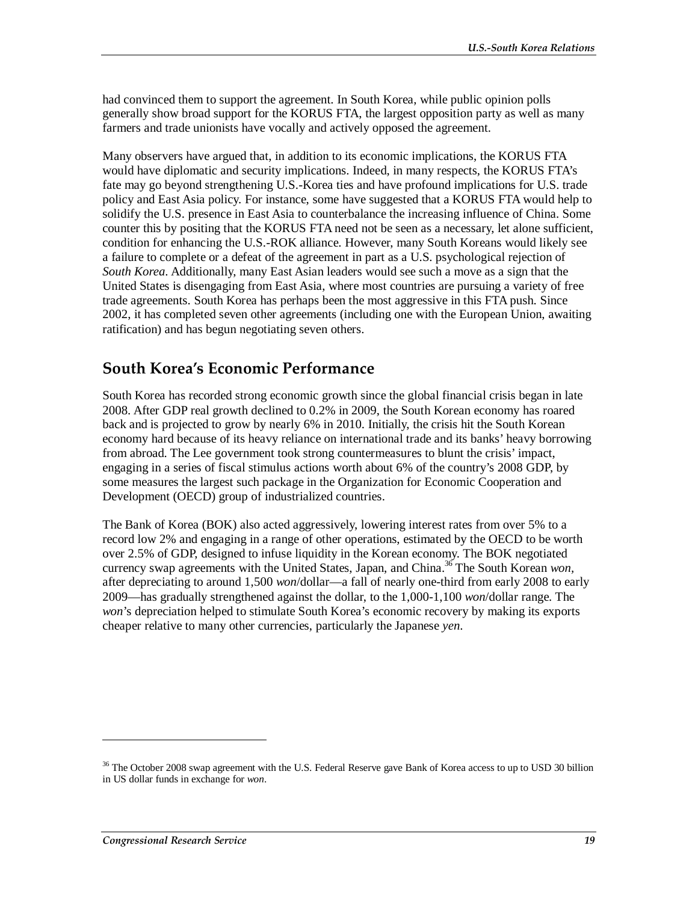had convinced them to support the agreement. In South Korea, while public opinion polls generally show broad support for the KORUS FTA, the largest opposition party as well as many farmers and trade unionists have vocally and actively opposed the agreement.

Many observers have argued that, in addition to its economic implications, the KORUS FTA would have diplomatic and security implications. Indeed, in many respects, the KORUS FTA's fate may go beyond strengthening U.S.-Korea ties and have profound implications for U.S. trade policy and East Asia policy. For instance, some have suggested that a KORUS FTA would help to solidify the U.S. presence in East Asia to counterbalance the increasing influence of China. Some counter this by positing that the KORUS FTA need not be seen as a necessary, let alone sufficient, condition for enhancing the U.S.-ROK alliance. However, many South Koreans would likely see a failure to complete or a defeat of the agreement in part as a U.S. psychological rejection of *South Korea*. Additionally, many East Asian leaders would see such a move as a sign that the United States is disengaging from East Asia, where most countries are pursuing a variety of free trade agreements. South Korea has perhaps been the most aggressive in this FTA push. Since 2002, it has completed seven other agreements (including one with the European Union, awaiting ratification) and has begun negotiating seven others.

## South Korea's Economic Performance

South Korea has recorded strong economic growth since the global financial crisis began in late 2008. After GDP real growth declined to 0.2% in 2009, the South Korean economy has roared back and is projected to grow by nearly 6% in 2010. Initially, the crisis hit the South Korean economy hard because of its heavy reliance on international trade and its banks' heavy borrowing from abroad. The Lee government took strong countermeasures to blunt the crisis' impact, engaging in a series of fiscal stimulus actions worth about 6% of the country's 2008 GDP, by some measures the largest such package in the Organization for Economic Cooperation and Development (OECD) group of industrialized countries.

The Bank of Korea (BOK) also acted aggressively, lowering interest rates from over 5% to a record low 2% and engaging in a range of other operations, estimated by the OECD to be worth over 2.5% of GDP, designed to infuse liquidity in the Korean economy. The BOK negotiated currency swap agreements with the United States, Japan, and China.[36] The South Korean *won*, after depreciating to around 1,500 *won*/dollar—a fall of nearly one-third from early 2008 to early 2009—has gradually strengthened against the dollar, to the 1,000-1,100 *won*/dollar range. The *won*'s depreciation helped to stimulate South Korea's economic recovery by making its exports cheaper relative to many other currencies, particularly the Japanese *yen*.

---

[36] The October 2008 swap agreement with the U.S. Federal Reserve gave Bank of Korea access to up to USD 30 billion in US dollar funds in exchange for *won*.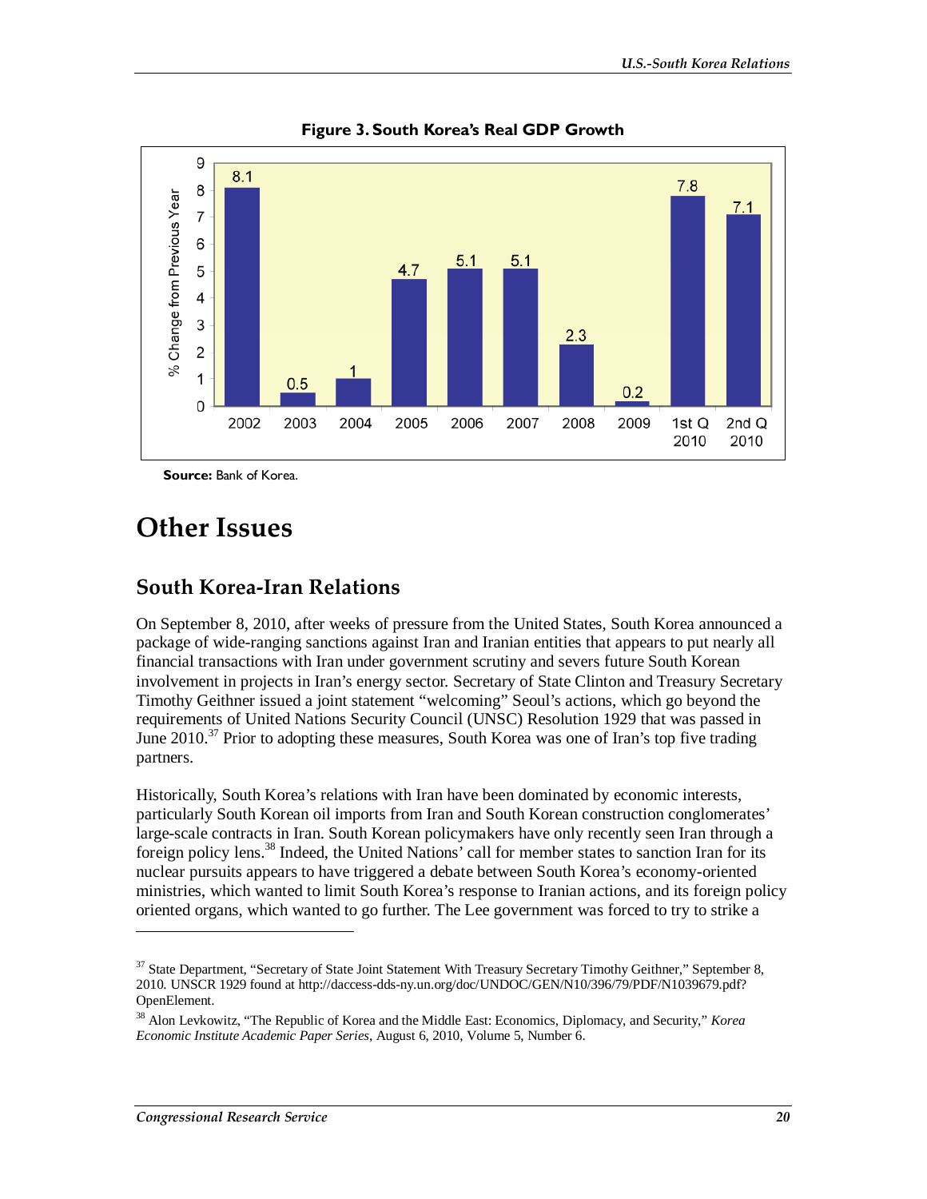**Figure 3. South Korea's Real GDP Growth**

| Period | % Change from Previous Year |
| --- | --- |
| 2002 | 8.1 |
| 2003 | 0.5 |
| 2004 | 1 |
| 2005 | 4.7 |
| 2006 | 5.1 |
| 2007 | 5.1 |
| 2008 | 2.3 |
| 2009 | 0.2 |
| 1st Q 2010 | 7.8 |
| 2nd Q 2010 | 7.1 |

**Source:** Bank of Korea.

# Other Issues

## South Korea-Iran Relations

On September 8, 2010, after weeks of pressure from the United States, South Korea announced a package of wide-ranging sanctions against Iran and Iranian entities that appears to put nearly all financial transactions with Iran under government scrutiny and severs future South Korean involvement in projects in Iran's energy sector. Secretary of State Clinton and Treasury Secretary Timothy Geithner issued a joint statement "welcoming" Seoul's actions, which go beyond the requirements of United Nations Security Council (UNSC) Resolution 1929 that was passed in June 2010.[37] Prior to adopting these measures, South Korea was one of Iran's top five trading partners.

Historically, South Korea's relations with Iran have been dominated by economic interests, particularly South Korean oil imports from Iran and South Korean construction conglomerates' large-scale contracts in Iran. South Korean policymakers have only recently seen Iran through a foreign policy lens.[38] Indeed, the United Nations' call for member states to sanction Iran for its nuclear pursuits appears to have triggered a debate between South Korea's economy-oriented ministries, which wanted to limit South Korea's response to Iranian actions, and its foreign policy oriented organs, which wanted to go further. The Lee government was forced to try to strike a

---

[37] State Department, "Secretary of State Joint Statement With Treasury Secretary Timothy Geithner," September 8, 2010. UNSCR 1929 found at http://daccess-dds-ny.un.org/doc/UNDOC/GEN/N10/396/79/PDF/N1039679.pdf?OpenElement.

[38] Alon Levkowitz, "The Republic of Korea and the Middle East: Economics, Diplomacy, and Security," *Korea Economic Institute Academic Paper Series*, August 6, 2010, Volume 5, Number 6.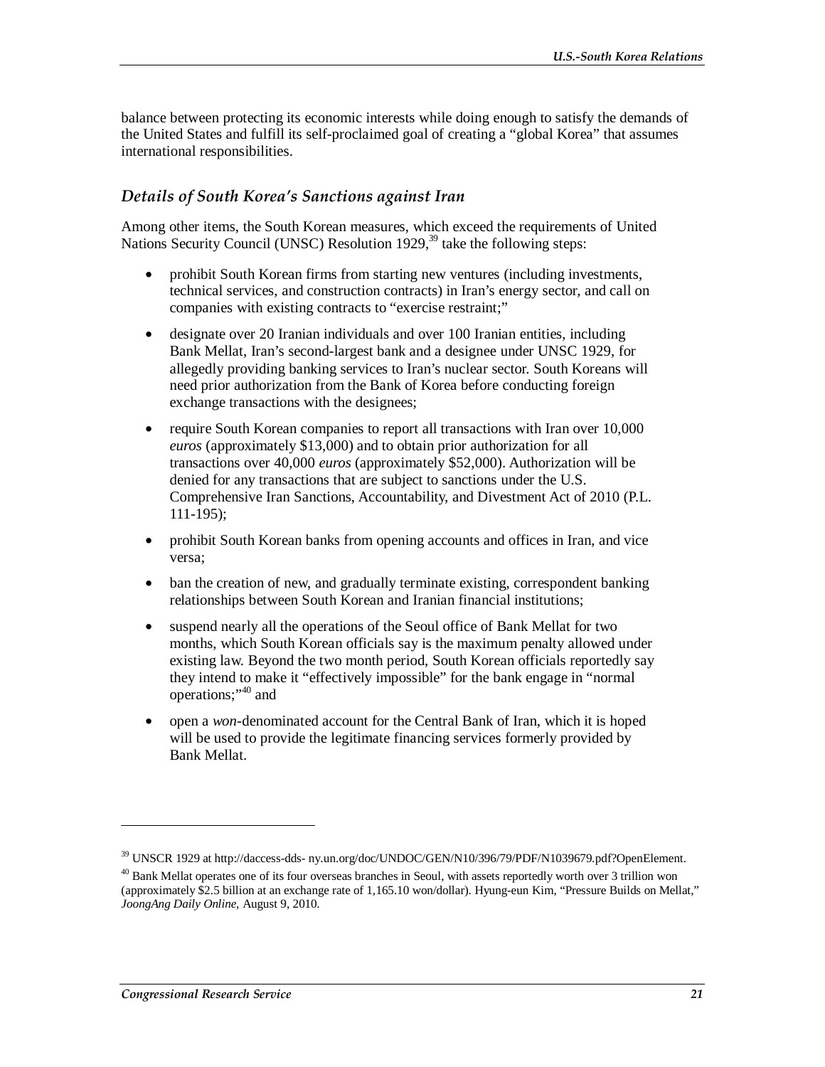balance between protecting its economic interests while doing enough to satisfy the demands of the United States and fulfill its self-proclaimed goal of creating a "global Korea" that assumes international responsibilities.

### *Details of South Korea's Sanctions against Iran*

Among other items, the South Korean measures, which exceed the requirements of United Nations Security Council (UNSC) Resolution 1929,[39] take the following steps:

- prohibit South Korean firms from starting new ventures (including investments, technical services, and construction contracts) in Iran's energy sector, and call on companies with existing contracts to "exercise restraint;"
- designate over 20 Iranian individuals and over 100 Iranian entities, including Bank Mellat, Iran's second-largest bank and a designee under UNSC 1929, for allegedly providing banking services to Iran's nuclear sector. South Koreans will need prior authorization from the Bank of Korea before conducting foreign exchange transactions with the designees;
- require South Korean companies to report all transactions with Iran over 10,000 *euros* (approximately $13,000) and to obtain prior authorization for all transactions over 40,000 *euros* (approximately $52,000). Authorization will be denied for any transactions that are subject to sanctions under the U.S. Comprehensive Iran Sanctions, Accountability, and Divestment Act of 2010 (P.L. 111-195);
- prohibit South Korean banks from opening accounts and offices in Iran, and vice versa;
- ban the creation of new, and gradually terminate existing, correspondent banking relationships between South Korean and Iranian financial institutions;
- suspend nearly all the operations of the Seoul office of Bank Mellat for two months, which South Korean officials say is the maximum penalty allowed under existing law. Beyond the two month period, South Korean officials reportedly say they intend to make it "effectively impossible" for the bank engage in "normal operations;"[40] and
- open a *won*-denominated account for the Central Bank of Iran, which it is hoped will be used to provide the legitimate financing services formerly provided by Bank Mellat.

---

[39] UNSCR 1929 at http://daccess-dds- ny.un.org/doc/UNDOC/GEN/N10/396/79/PDF/N1039679.pdf?OpenElement.

[40] Bank Mellat operates one of its four overseas branches in Seoul, with assets reportedly worth over 3 trillion won (approximately $2.5 billion at an exchange rate of 1,165.10 won/dollar). Hyung-eun Kim, "Pressure Builds on Mellat," *JoongAng Daily Online*, August 9, 2010.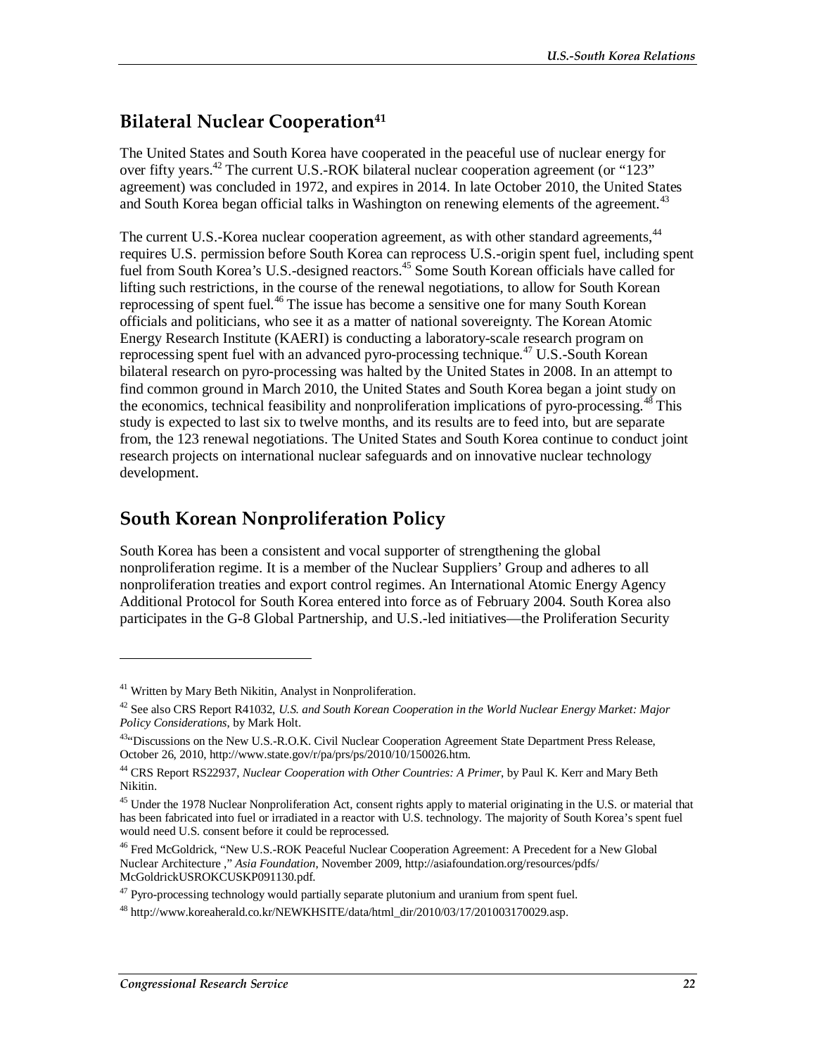## Bilateral Nuclear Cooperation[41]

The United States and South Korea have cooperated in the peaceful use of nuclear energy for over fifty years.[42] The current U.S.-ROK bilateral nuclear cooperation agreement (or "123" agreement) was concluded in 1972, and expires in 2014. In late October 2010, the United States and South Korea began official talks in Washington on renewing elements of the agreement.[43]

The current U.S.-Korea nuclear cooperation agreement, as with other standard agreements,[44] requires U.S. permission before South Korea can reprocess U.S.-origin spent fuel, including spent fuel from South Korea's U.S.-designed reactors.[45] Some South Korean officials have called for lifting such restrictions, in the course of the renewal negotiations, to allow for South Korean reprocessing of spent fuel.[46] The issue has become a sensitive one for many South Korean officials and politicians, who see it as a matter of national sovereignty. The Korean Atomic Energy Research Institute (KAERI) is conducting a laboratory-scale research program on reprocessing spent fuel with an advanced pyro-processing technique.[47] U.S.-South Korean bilateral research on pyro-processing was halted by the United States in 2008. In an attempt to find common ground in March 2010, the United States and South Korea began a joint study on the economics, technical feasibility and nonproliferation implications of pyro-processing.[48] This study is expected to last six to twelve months, and its results are to feed into, but are separate from, the 123 renewal negotiations. The United States and South Korea continue to conduct joint research projects on international nuclear safeguards and on innovative nuclear technology development.

## South Korean Nonproliferation Policy

South Korea has been a consistent and vocal supporter of strengthening the global nonproliferation regime. It is a member of the Nuclear Suppliers' Group and adheres to all nonproliferation treaties and export control regimes. An International Atomic Energy Agency Additional Protocol for South Korea entered into force as of February 2004. South Korea also participates in the G-8 Global Partnership, and U.S.-led initiatives—the Proliferation Security

---

[41] Written by Mary Beth Nikitin, Analyst in Nonproliferation.

[42] See also CRS Report R41032, *U.S. and South Korean Cooperation in the World Nuclear Energy Market: Major Policy Considerations*, by Mark Holt.

[43] "Discussions on the New U.S.-R.O.K. Civil Nuclear Cooperation Agreement State Department Press Release, October 26, 2010, http://www.state.gov/r/pa/prs/ps/2010/10/150026.htm.

[44] CRS Report RS22937, *Nuclear Cooperation with Other Countries: A Primer*, by Paul K. Kerr and Mary Beth Nikitin.

[45] Under the 1978 Nuclear Nonproliferation Act, consent rights apply to material originating in the U.S. or material that has been fabricated into fuel or irradiated in a reactor with U.S. technology. The majority of South Korea's spent fuel would need U.S. consent before it could be reprocessed.

[46] Fred McGoldrick, "New U.S.-ROK Peaceful Nuclear Cooperation Agreement: A Precedent for a New Global Nuclear Architecture ," *Asia Foundation*, November 2009, http://asiafoundation.org/resources/pdfs/McGoldrickUSROKCUSKP091130.pdf.

[47] Pyro-processing technology would partially separate plutonium and uranium from spent fuel.

[48] http://www.koreaherald.co.kr/NEWKHSITE/data/html_dir/2010/03/17/201003170029.asp.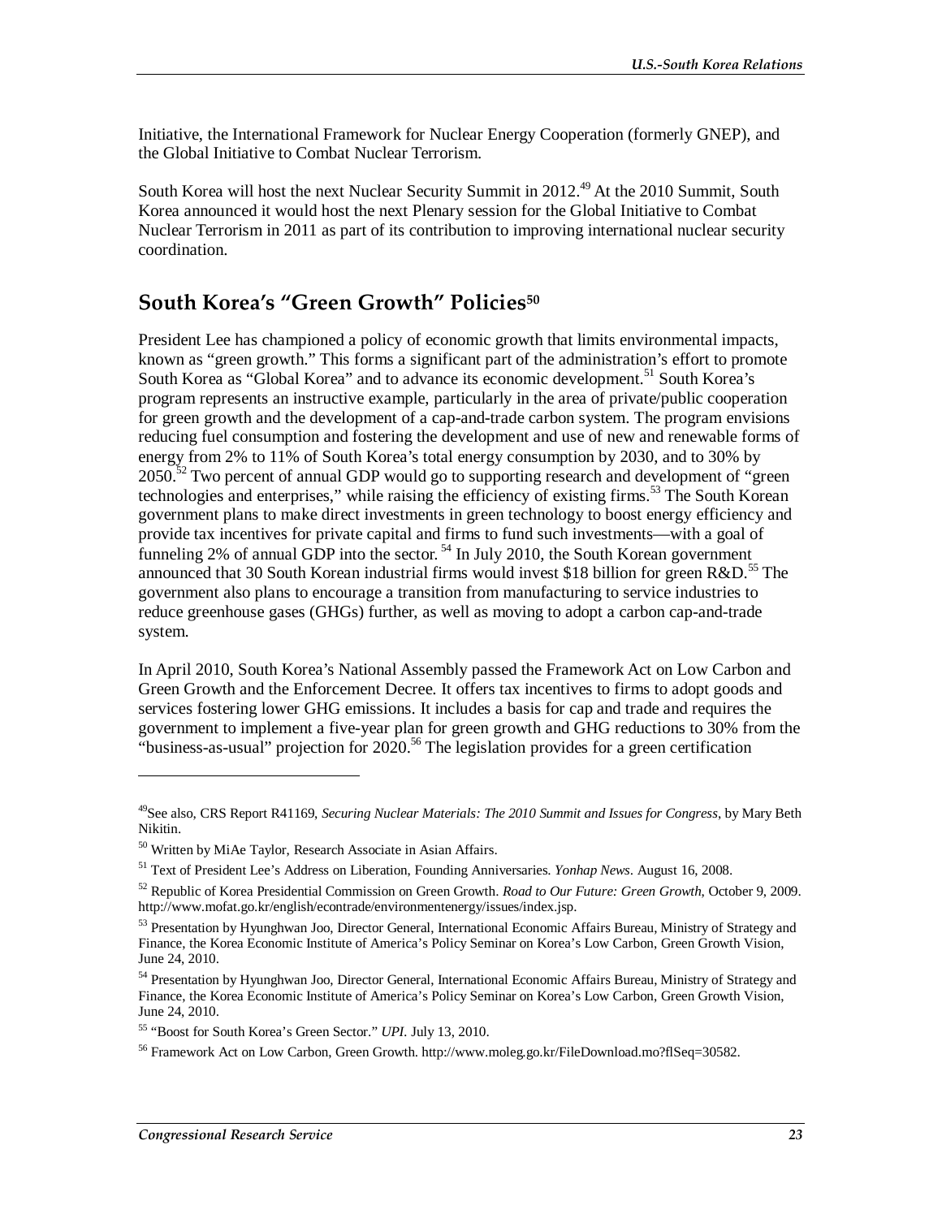Initiative, the International Framework for Nuclear Energy Cooperation (formerly GNEP), and the Global Initiative to Combat Nuclear Terrorism.

South Korea will host the next Nuclear Security Summit in 2012.[49] At the 2010 Summit, South Korea announced it would host the next Plenary session for the Global Initiative to Combat Nuclear Terrorism in 2011 as part of its contribution to improving international nuclear security coordination.

## South Korea's "Green Growth" Policies[50]

President Lee has championed a policy of economic growth that limits environmental impacts, known as "green growth." This forms a significant part of the administration's effort to promote South Korea as "Global Korea" and to advance its economic development.[51] South Korea's program represents an instructive example, particularly in the area of private/public cooperation for green growth and the development of a cap-and-trade carbon system. The program envisions reducing fuel consumption and fostering the development and use of new and renewable forms of energy from 2% to 11% of South Korea's total energy consumption by 2030, and to 30% by 2050.[52] Two percent of annual GDP would go to supporting research and development of "green technologies and enterprises," while raising the efficiency of existing firms.[53] The South Korean government plans to make direct investments in green technology to boost energy efficiency and provide tax incentives for private capital and firms to fund such investments—with a goal of funneling 2% of annual GDP into the sector.[54] In July 2010, the South Korean government announced that 30 South Korean industrial firms would invest $18 billion for green R&D.[55] The government also plans to encourage a transition from manufacturing to service industries to reduce greenhouse gases (GHGs) further, as well as moving to adopt a carbon cap-and-trade system.

In April 2010, South Korea's National Assembly passed the Framework Act on Low Carbon and Green Growth and the Enforcement Decree. It offers tax incentives to firms to adopt goods and services fostering lower GHG emissions. It includes a basis for cap and trade and requires the government to implement a five-year plan for green growth and GHG reductions to 30% from the "business-as-usual" projection for 2020.[56] The legislation provides for a green certification

---

[49] See also, CRS Report R41169, *Securing Nuclear Materials: The 2010 Summit and Issues for Congress*, by Mary Beth Nikitin.

[50] Written by MiAe Taylor, Research Associate in Asian Affairs.

[51] Text of President Lee's Address on Liberation, Founding Anniversaries. *Yonhap News*. August 16, 2008.

[52] Republic of Korea Presidential Commission on Green Growth. *Road to Our Future: Green Growth*, October 9, 2009. http://www.mofat.go.kr/english/econtrade/environmentenergy/issues/index.jsp.

[53] Presentation by Hyunghwan Joo, Director General, International Economic Affairs Bureau, Ministry of Strategy and Finance, the Korea Economic Institute of America's Policy Seminar on Korea's Low Carbon, Green Growth Vision, June 24, 2010.

[54] Presentation by Hyunghwan Joo, Director General, International Economic Affairs Bureau, Ministry of Strategy and Finance, the Korea Economic Institute of America's Policy Seminar on Korea's Low Carbon, Green Growth Vision, June 24, 2010.

[55] "Boost for South Korea's Green Sector." *UPI*. July 13, 2010.

[56] Framework Act on Low Carbon, Green Growth. http://www.moleg.go.kr/FileDownload.mo?flSeq=30582.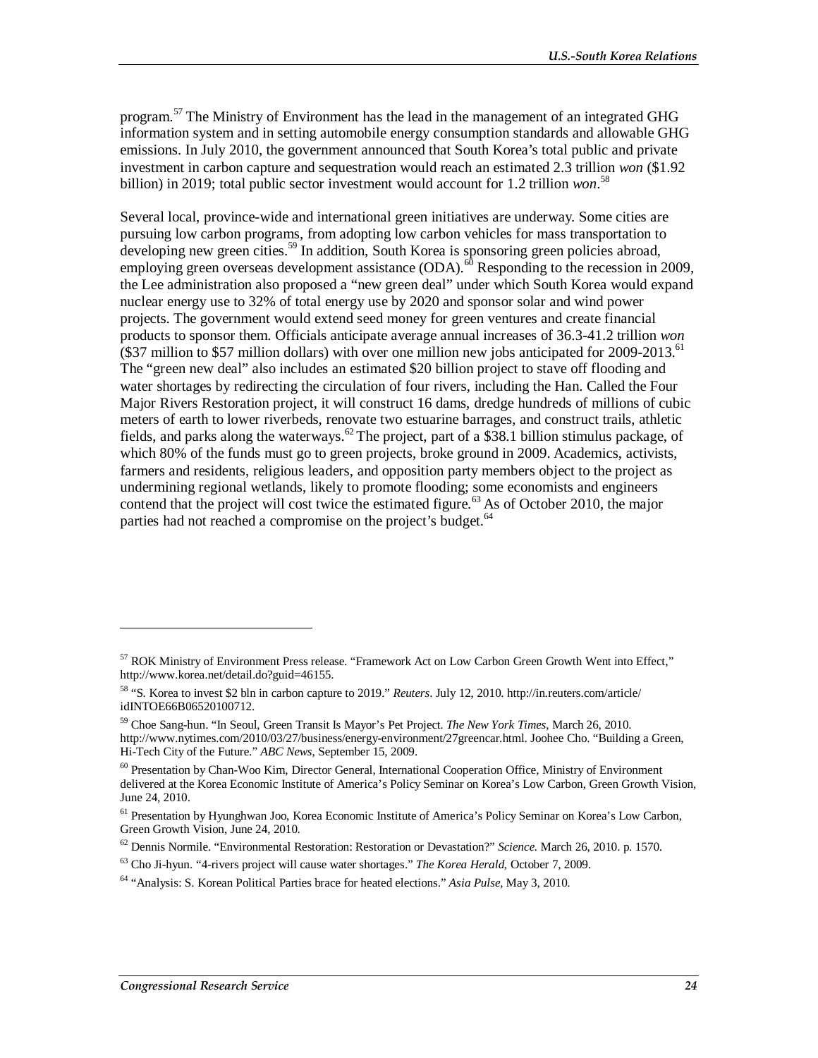program.[57] The Ministry of Environment has the lead in the management of an integrated GHG information system and in setting automobile energy consumption standards and allowable GHG emissions. In July 2010, the government announced that South Korea's total public and private investment in carbon capture and sequestration would reach an estimated 2.3 trillion *won* ($1.92 billion) in 2019; total public sector investment would account for 1.2 trillion *won*.[58]

Several local, province-wide and international green initiatives are underway. Some cities are pursuing low carbon programs, from adopting low carbon vehicles for mass transportation to developing new green cities.[59] In addition, South Korea is sponsoring green policies abroad, employing green overseas development assistance (ODA).[60] Responding to the recession in 2009, the Lee administration also proposed a "new green deal" under which South Korea would expand nuclear energy use to 32% of total energy use by 2020 and sponsor solar and wind power projects. The government would extend seed money for green ventures and create financial products to sponsor them. Officials anticipate average annual increases of 36.3-41.2 trillion *won* ($37 million to $57 million dollars) with over one million new jobs anticipated for 2009-2013.[61] The "green new deal" also includes an estimated $20 billion project to stave off flooding and water shortages by redirecting the circulation of four rivers, including the Han. Called the Four Major Rivers Restoration project, it will construct 16 dams, dredge hundreds of millions of cubic meters of earth to lower riverbeds, renovate two estuarine barrages, and construct trails, athletic fields, and parks along the waterways.[62] The project, part of a $38.1 billion stimulus package, of which 80% of the funds must go to green projects, broke ground in 2009. Academics, activists, farmers and residents, religious leaders, and opposition party members object to the project as undermining regional wetlands, likely to promote flooding; some economists and engineers contend that the project will cost twice the estimated figure.[63] As of October 2010, the major parties had not reached a compromise on the project's budget.[64]

---

[57] ROK Ministry of Environment Press release. "Framework Act on Low Carbon Green Growth Went into Effect," http://www.korea.net/detail.do?guid=46155.

[58] "S. Korea to invest $2 bln in carbon capture to 2019." *Reuters*. July 12, 2010. http://in.reuters.com/article/idINTOE66B06520100712.

[59] Choe Sang-hun. "In Seoul, Green Transit Is Mayor's Pet Project. *The New York Times*, March 26, 2010. http://www.nytimes.com/2010/03/27/business/energy-environment/27greencar.html. Joohee Cho. "Building a Green, Hi-Tech City of the Future." *ABC News*, September 15, 2009.

[60] Presentation by Chan-Woo Kim, Director General, International Cooperation Office, Ministry of Environment delivered at the Korea Economic Institute of America's Policy Seminar on Korea's Low Carbon, Green Growth Vision, June 24, 2010.

[61] Presentation by Hyunghwan Joo, Korea Economic Institute of America's Policy Seminar on Korea's Low Carbon, Green Growth Vision, June 24, 2010.

[62] Dennis Normile. "Environmental Restoration: Restoration or Devastation?" *Science*. March 26, 2010. p. 1570.

[63] Cho Ji-hyun. "4-rivers project will cause water shortages." *The Korea Herald*, October 7, 2009.

[64] "Analysis: S. Korean Political Parties brace for heated elections." *Asia Pulse*, May 3, 2010.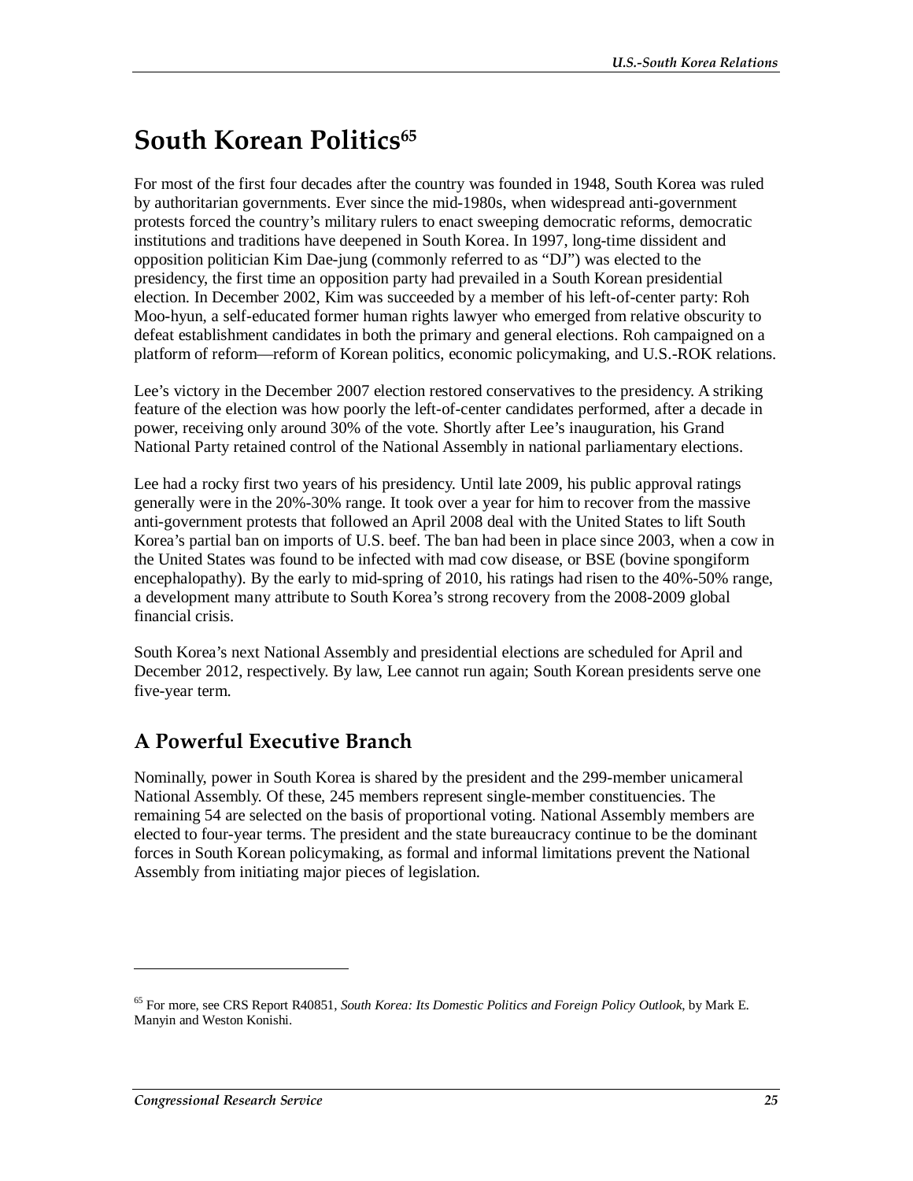# South Korean Politics[65]

For most of the first four decades after the country was founded in 1948, South Korea was ruled by authoritarian governments. Ever since the mid-1980s, when widespread anti-government protests forced the country's military rulers to enact sweeping democratic reforms, democratic institutions and traditions have deepened in South Korea. In 1997, long-time dissident and opposition politician Kim Dae-jung (commonly referred to as "DJ") was elected to the presidency, the first time an opposition party had prevailed in a South Korean presidential election. In December 2002, Kim was succeeded by a member of his left-of-center party: Roh Moo-hyun, a self-educated former human rights lawyer who emerged from relative obscurity to defeat establishment candidates in both the primary and general elections. Roh campaigned on a platform of reform—reform of Korean politics, economic policymaking, and U.S.-ROK relations.

Lee's victory in the December 2007 election restored conservatives to the presidency. A striking feature of the election was how poorly the left-of-center candidates performed, after a decade in power, receiving only around 30% of the vote. Shortly after Lee's inauguration, his Grand National Party retained control of the National Assembly in national parliamentary elections.

Lee had a rocky first two years of his presidency. Until late 2009, his public approval ratings generally were in the 20%-30% range. It took over a year for him to recover from the massive anti-government protests that followed an April 2008 deal with the United States to lift South Korea's partial ban on imports of U.S. beef. The ban had been in place since 2003, when a cow in the United States was found to be infected with mad cow disease, or BSE (bovine spongiform encephalopathy). By the early to mid-spring of 2010, his ratings had risen to the 40%-50% range, a development many attribute to South Korea's strong recovery from the 2008-2009 global financial crisis.

South Korea's next National Assembly and presidential elections are scheduled for April and December 2012, respectively. By law, Lee cannot run again; South Korean presidents serve one five-year term.

## A Powerful Executive Branch

Nominally, power in South Korea is shared by the president and the 299-member unicameral National Assembly. Of these, 245 members represent single-member constituencies. The remaining 54 are selected on the basis of proportional voting. National Assembly members are elected to four-year terms. The president and the state bureaucracy continue to be the dominant forces in South Korean policymaking, as formal and informal limitations prevent the National Assembly from initiating major pieces of legislation.

---

[65] For more, see CRS Report R40851, *South Korea: Its Domestic Politics and Foreign Policy Outlook*, by Mark E. Manyin and Weston Konishi.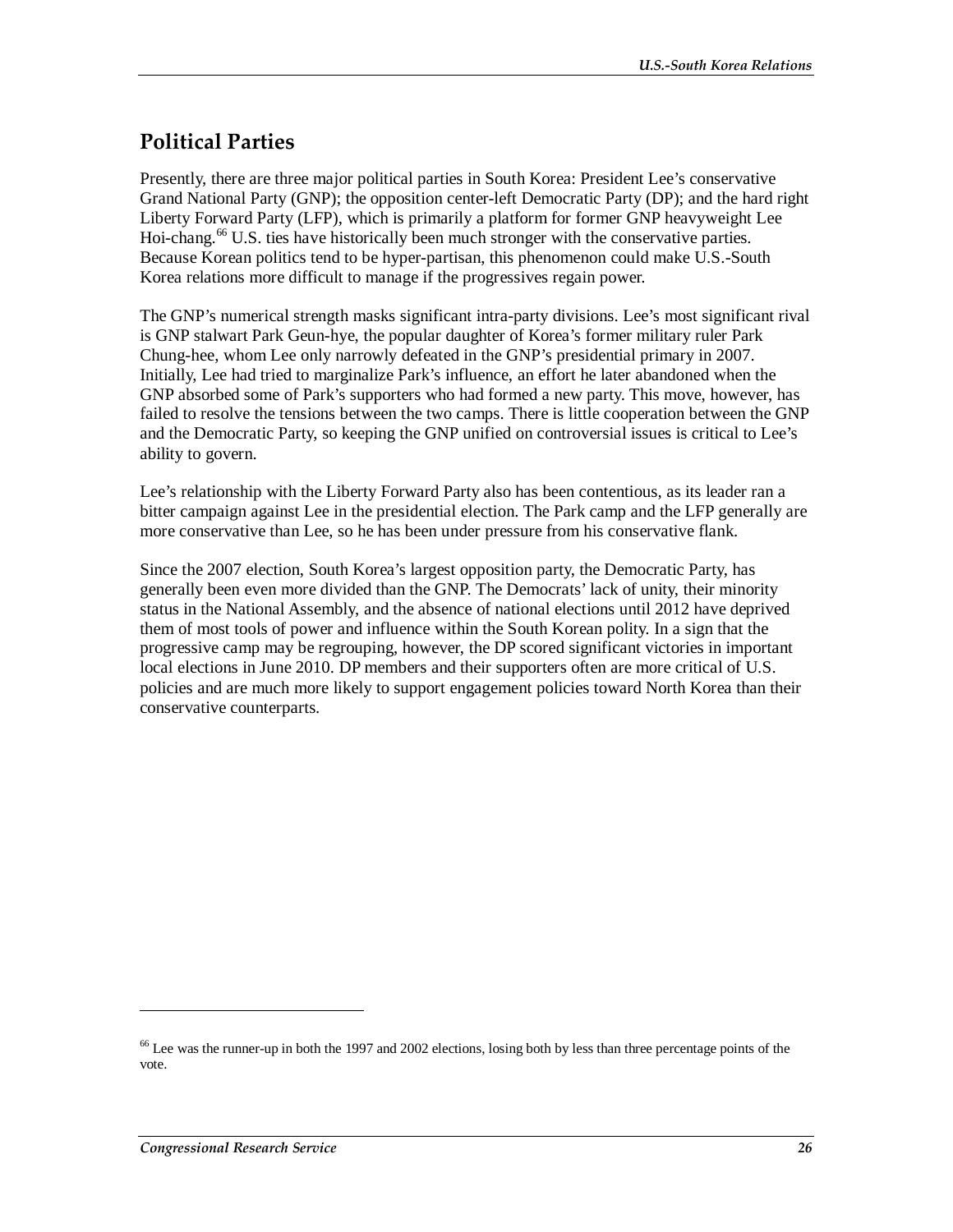## Political Parties

Presently, there are three major political parties in South Korea: President Lee's conservative Grand National Party (GNP); the opposition center-left Democratic Party (DP); and the hard right Liberty Forward Party (LFP), which is primarily a platform for former GNP heavyweight Lee Hoi-chang.[66] U.S. ties have historically been much stronger with the conservative parties. Because Korean politics tend to be hyper-partisan, this phenomenon could make U.S.-South Korea relations more difficult to manage if the progressives regain power.

The GNP's numerical strength masks significant intra-party divisions. Lee's most significant rival is GNP stalwart Park Geun-hye, the popular daughter of Korea's former military ruler Park Chung-hee, whom Lee only narrowly defeated in the GNP's presidential primary in 2007. Initially, Lee had tried to marginalize Park's influence, an effort he later abandoned when the GNP absorbed some of Park's supporters who had formed a new party. This move, however, has failed to resolve the tensions between the two camps. There is little cooperation between the GNP and the Democratic Party, so keeping the GNP unified on controversial issues is critical to Lee's ability to govern.

Lee's relationship with the Liberty Forward Party also has been contentious, as its leader ran a bitter campaign against Lee in the presidential election. The Park camp and the LFP generally are more conservative than Lee, so he has been under pressure from his conservative flank.

Since the 2007 election, South Korea's largest opposition party, the Democratic Party, has generally been even more divided than the GNP. The Democrats' lack of unity, their minority status in the National Assembly, and the absence of national elections until 2012 have deprived them of most tools of power and influence within the South Korean polity. In a sign that the progressive camp may be regrouping, however, the DP scored significant victories in important local elections in June 2010. DP members and their supporters often are more critical of U.S. policies and are much more likely to support engagement policies toward North Korea than their conservative counterparts.

---

[66] Lee was the runner-up in both the 1997 and 2002 elections, losing both by less than three percentage points of the vote.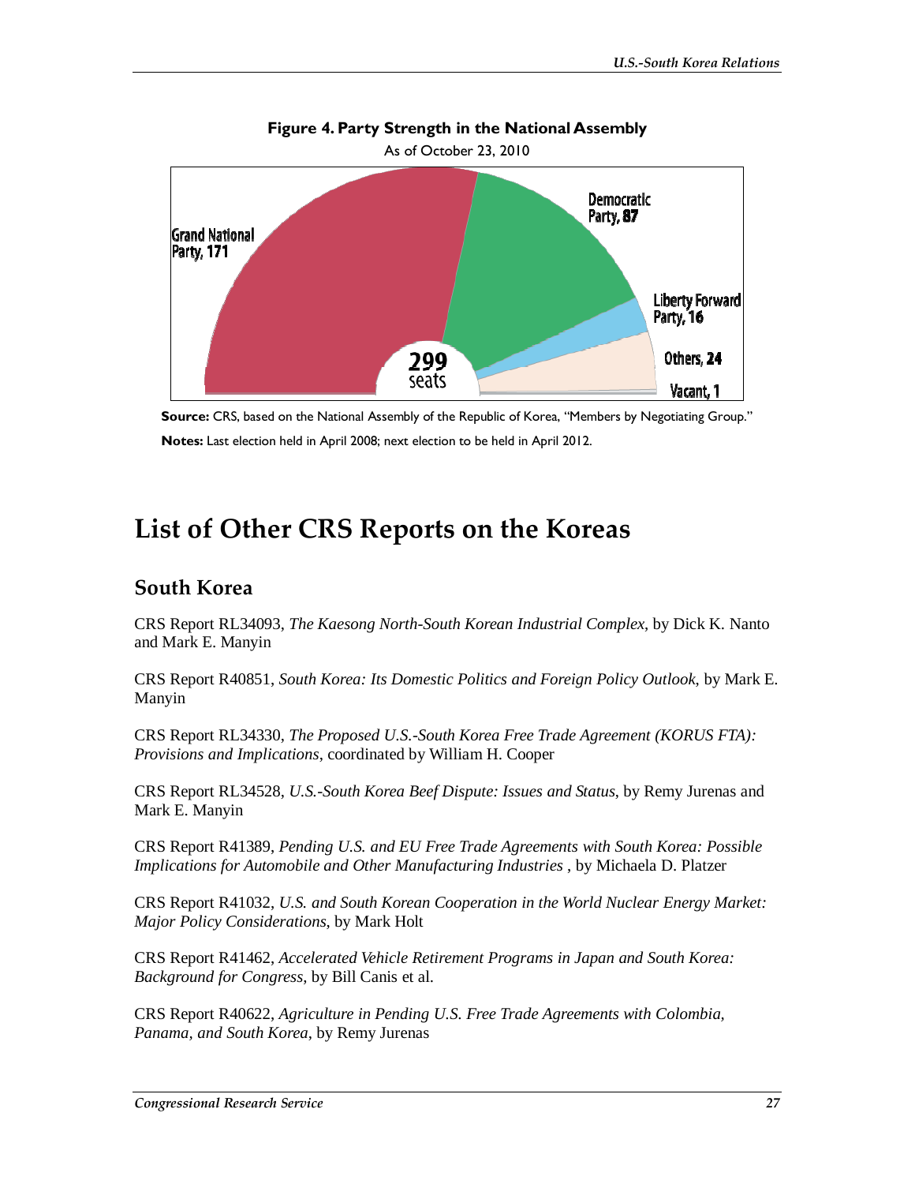**Figure 4. Party Strength in the National Assembly**

As of October 23, 2010

Grand National Party, 171

Democratic Party, 87

Liberty Forward Party, 16

Others, 24

Vacant, 1

299 seats

**Source:** CRS, based on the National Assembly of the Republic of Korea, "Members by Negotiating Group."

**Notes:** Last election held in April 2008; next election to be held in April 2012.

# List of Other CRS Reports on the Koreas

## South Korea

CRS Report RL34093, *The Kaesong North-South Korean Industrial Complex*, by Dick K. Nanto and Mark E. Manyin

CRS Report R40851, *South Korea: Its Domestic Politics and Foreign Policy Outlook*, by Mark E. Manyin

CRS Report RL34330, *The Proposed U.S.-South Korea Free Trade Agreement (KORUS FTA): Provisions and Implications*, coordinated by William H. Cooper

CRS Report RL34528, *U.S.-South Korea Beef Dispute: Issues and Status*, by Remy Jurenas and Mark E. Manyin

CRS Report R41389, *Pending U.S. and EU Free Trade Agreements with South Korea: Possible Implications for Automobile and Other Manufacturing Industries* , by Michaela D. Platzer

CRS Report R41032, *U.S. and South Korean Cooperation in the World Nuclear Energy Market: Major Policy Considerations*, by Mark Holt

CRS Report R41462, *Accelerated Vehicle Retirement Programs in Japan and South Korea: Background for Congress*, by Bill Canis et al.

CRS Report R40622, *Agriculture in Pending U.S. Free Trade Agreements with Colombia, Panama, and South Korea*, by Remy Jurenas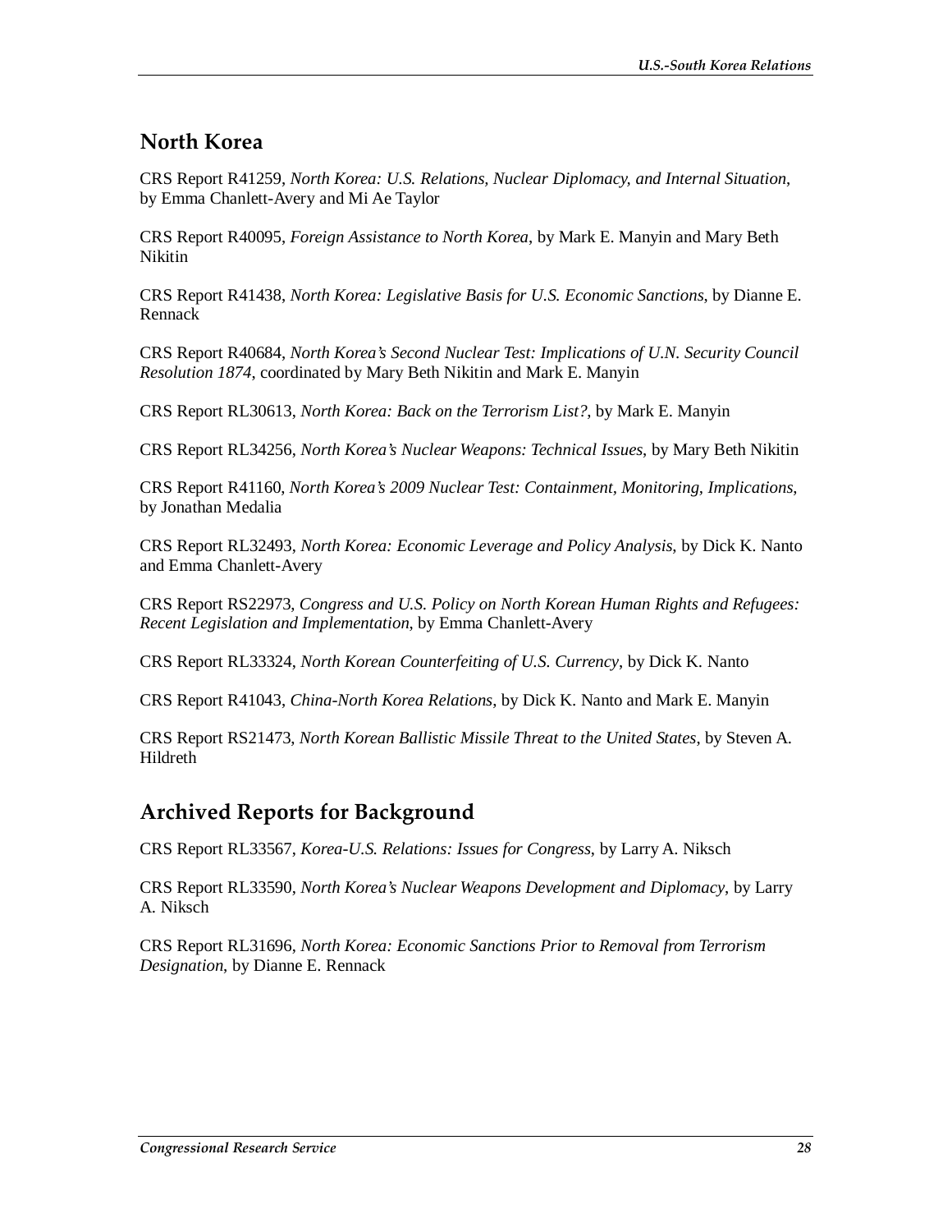## North Korea

CRS Report R41259, *North Korea: U.S. Relations, Nuclear Diplomacy, and Internal Situation*, by Emma Chanlett-Avery and Mi Ae Taylor

CRS Report R40095, *Foreign Assistance to North Korea*, by Mark E. Manyin and Mary Beth Nikitin

CRS Report R41438, *North Korea: Legislative Basis for U.S. Economic Sanctions*, by Dianne E. Rennack

CRS Report R40684, *North Korea's Second Nuclear Test: Implications of U.N. Security Council Resolution 1874*, coordinated by Mary Beth Nikitin and Mark E. Manyin

CRS Report RL30613, *North Korea: Back on the Terrorism List?*, by Mark E. Manyin

CRS Report RL34256, *North Korea's Nuclear Weapons: Technical Issues*, by Mary Beth Nikitin

CRS Report R41160, *North Korea's 2009 Nuclear Test: Containment, Monitoring, Implications*, by Jonathan Medalia

CRS Report RL32493, *North Korea: Economic Leverage and Policy Analysis*, by Dick K. Nanto and Emma Chanlett-Avery

CRS Report RS22973, *Congress and U.S. Policy on North Korean Human Rights and Refugees: Recent Legislation and Implementation*, by Emma Chanlett-Avery

CRS Report RL33324, *North Korean Counterfeiting of U.S. Currency*, by Dick K. Nanto

CRS Report R41043, *China-North Korea Relations*, by Dick K. Nanto and Mark E. Manyin

CRS Report RS21473, *North Korean Ballistic Missile Threat to the United States*, by Steven A. Hildreth

## Archived Reports for Background

CRS Report RL33567, *Korea-U.S. Relations: Issues for Congress*, by Larry A. Niksch

CRS Report RL33590, *North Korea's Nuclear Weapons Development and Diplomacy*, by Larry A. Niksch

CRS Report RL31696, *North Korea: Economic Sanctions Prior to Removal from Terrorism Designation*, by Dianne E. Rennack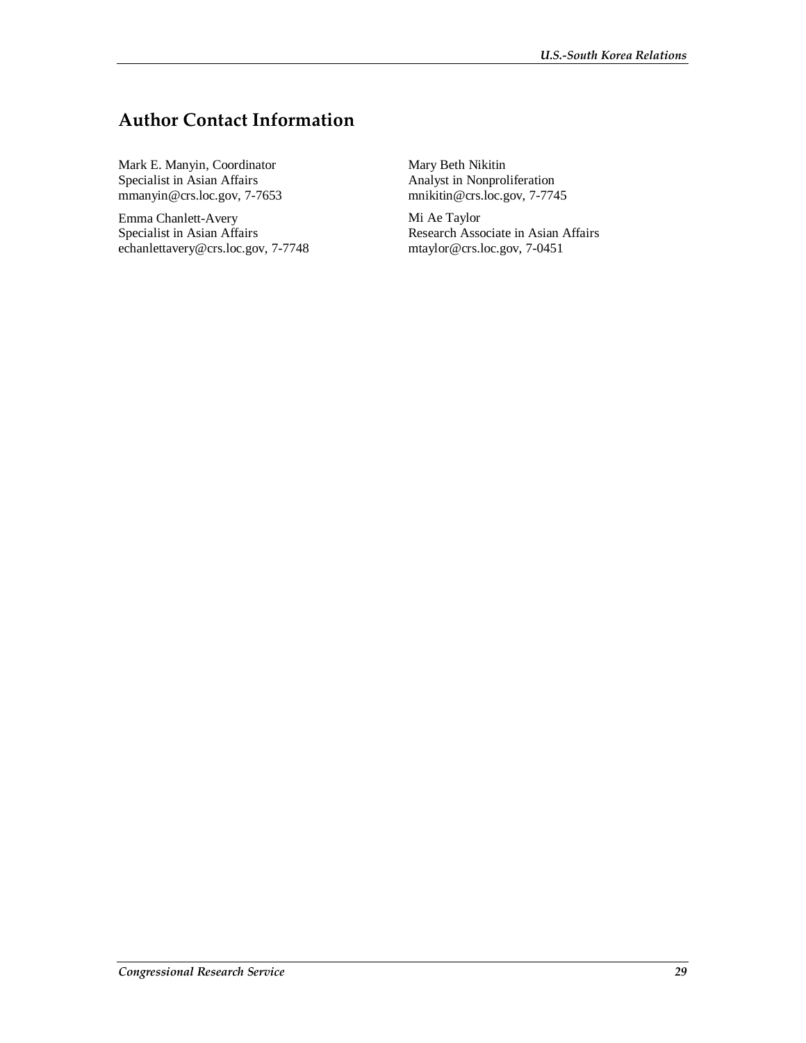## Author Contact Information

Mark E. Manyin, Coordinator
Specialist in Asian Affairs
mmanyin@crs.loc.gov, 7-7653

Emma Chanlett-Avery
Specialist in Asian Affairs
echanlettavery@crs.loc.gov, 7-7748

Mary Beth Nikitin
Analyst in Nonproliferation
mnikitin@crs.loc.gov, 7-7745

Mi Ae Taylor
Research Associate in Asian Affairs
mtaylor@crs.loc.gov, 7-0451